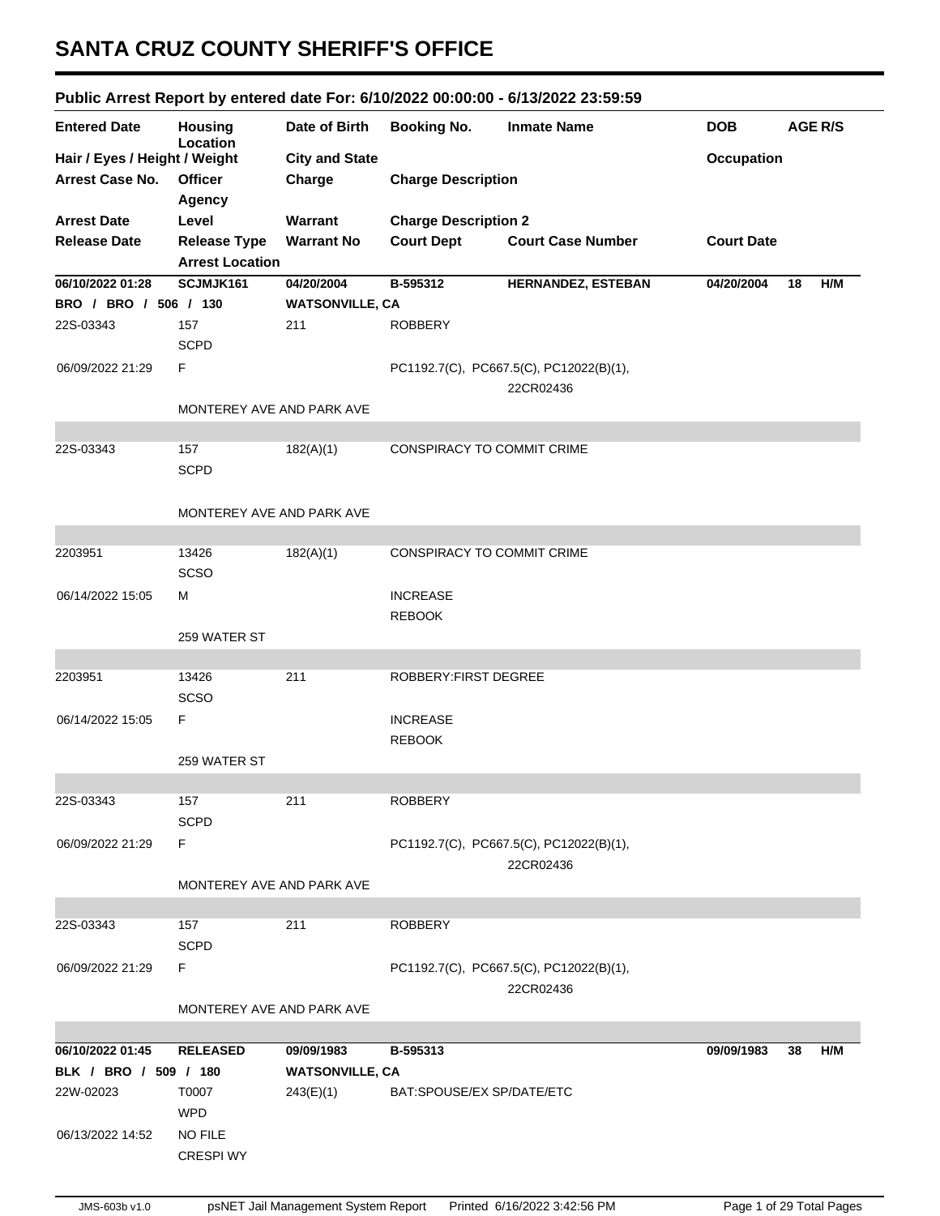# SANTA CRUZ COUNTY SHERIFF'S OFFICE

## Public Arrest Report by entered date For: 6/10/2022 00:00:00 - 6/13/2022 23:59:59

| Entered Date | Housing Location | Date of Birth | Booking No. | Inmate Name | DOB | AGE R/S |
|---|---|---|---|---|---|---|
| Hair / Eyes / Height / Weight | | City and State | | | Occupation | |
| Arrest Case No. | Officer Agency | Charge | Charge Description | | | |
| Arrest Date | Level | Warrant | Charge Description 2 | | | |
| Release Date | Release Type / Arrest Location | Warrant No | Court Dept | Court Case Number | Court Date | |

| | | | | | | |
|---|---|---|---|---|---|---|
| **06/10/2022 01:28** | **SCJMJK161** | **04/20/2004** | **B-595312** | **HERNANDEZ, ESTEBAN** | **04/20/2004** | **18 H/M** |
| **BRO / BRO / 506 / 130** | | **WATSONVILLE, CA** | | | | |
| 22S-03343 | 157 SCPD | 211 | ROBBERY | | | |
| 06/09/2022 21:29 | F | | PC1192.7(C), PC667.5(C), PC12022(B)(1), | 22CR02436 | | |
| | MONTEREY AVE AND PARK AVE | | | | | |
| 22S-03343 | 157 SCPD | 182(A)(1) | CONSPIRACY TO COMMIT CRIME | | | |
| | MONTEREY AVE AND PARK AVE | | | | | |
| 2203951 | 13426 SCSO | 182(A)(1) | CONSPIRACY TO COMMIT CRIME | | | |
| 06/14/2022 15:05 | M | | INCREASE REBOOK | | | |
| | 259 WATER ST | | | | | |
| 2203951 | 13426 SCSO | 211 | ROBBERY:FIRST DEGREE | | | |
| 06/14/2022 15:05 | F | | INCREASE REBOOK | | | |
| | 259 WATER ST | | | | | |
| 22S-03343 | 157 SCPD | 211 | ROBBERY | | | |
| 06/09/2022 21:29 | F | | PC1192.7(C), PC667.5(C), PC12022(B)(1), | 22CR02436 | | |
| | MONTEREY AVE AND PARK AVE | | | | | |
| 22S-03343 | 157 SCPD | 211 | ROBBERY | | | |
| 06/09/2022 21:29 | F | | PC1192.7(C), PC667.5(C), PC12022(B)(1), | 22CR02436 | | |
| | MONTEREY AVE AND PARK AVE | | | | | |

| | | | | | | |
|---|---|---|---|---|---|---|
| **06/10/2022 01:45** | **RELEASED** | **09/09/1983** | **B-595313** | | **09/09/1983** | **38 H/M** |
| **BLK / BRO / 509 / 180** | | **WATSONVILLE, CA** | | | | |
| 22W-02023 | T0007 WPD | 243(E)(1) | BAT:SPOUSE/EX SP/DATE/ETC | | | |
| 06/13/2022 14:52 | NO FILE CRESPI WY | | | | | |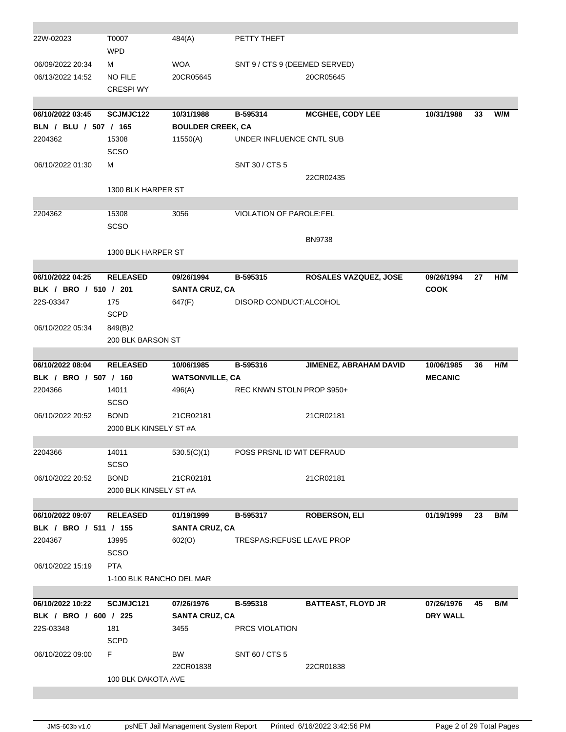| | | | | | | | |
|---|---|---|---|---|---|---|---|
| 22W-02023 | T0007<br>WPD | 484(A) | PETTY THEFT | | | | |
| 06/09/2022 20:34 | M | WOA | SNT 9 / CTS 9 (DEEMED SERVED) | | | | |
| 06/13/2022 14:52 | NO FILE<br>CRESPI WY | 20CR05645 | | 20CR05645 | | | |

| | | | | | | | |
|---|---|---|---|---|---|---|---|
| **06/10/2022 03:45** | **SCJMJC122** | **10/31/1988** | **B-595314** | **MCGHEE, CODY LEE** | **10/31/1988** | **33** | **W/M** |
| **BLN / BLU / 507 / 165** | | **BOULDER CREEK, CA** | | | | | |
| 2204362 | 15308<br>SCSO | 11550(A) | UNDER INFLUENCE CNTL SUB | | | | |
| 06/10/2022 01:30 | M | | SNT 30 / CTS 5 | | | | |
| | | | | 22CR02435 | | | |
| | 1300 BLK HARPER ST | | | | | | |
| 2204362 | 15308<br>SCSO | 3056 | VIOLATION OF PAROLE:FEL | | | | |
| | | | | BN9738 | | | |
| | 1300 BLK HARPER ST | | | | | | |

| | | | | | | | |
|---|---|---|---|---|---|---|---|
| **06/10/2022 04:25** | **RELEASED** | **09/26/1994** | **B-595315** | **ROSALES VAZQUEZ, JOSE** | **09/26/1994** | **27** | **H/M** |
| **BLK / BRO / 510 / 201** | | **SANTA CRUZ, CA** | | | **COOK** | | |
| 22S-03347 | 175<br>SCPD | 647(F) | DISORD CONDUCT:ALCOHOL | | | | |
| 06/10/2022 05:34 | 849(B)2 | | | | | | |
| | 200 BLK BARSON ST | | | | | | |

| | | | | | | | |
|---|---|---|---|---|---|---|---|
| **06/10/2022 08:04** | **RELEASED** | **10/06/1985** | **B-595316** | **JIMENEZ, ABRAHAM DAVID** | **10/06/1985** | **36** | **H/M** |
| **BLK / BRO / 507 / 160** | | **WATSONVILLE, CA** | | | **MECANIC** | | |
| 2204366 | 14011<br>SCSO | 496(A) | REC KNWN STOLN PROP $950+ | | | | |
| 06/10/2022 20:52 | BOND | 21CR02181 | | 21CR02181 | | | |
| | 2000 BLK KINSELY ST #A | | | | | | |
| 2204366 | 14011<br>SCSO | 530.5(C)(1) | POSS PRSNL ID WIT DEFRAUD | | | | |
| 06/10/2022 20:52 | BOND | 21CR02181 | | 21CR02181 | | | |
| | 2000 BLK KINSELY ST #A | | | | | | |

| | | | | | | | |
|---|---|---|---|---|---|---|---|
| **06/10/2022 09:07** | **RELEASED** | **01/19/1999** | **B-595317** | **ROBERSON, ELI** | **01/19/1999** | **23** | **B/M** |
| **BLK / BRO / 511 / 155** | | **SANTA CRUZ, CA** | | | | | |
| 2204367 | 13995<br>SCSO | 602(O) | TRESPAS:REFUSE LEAVE PROP | | | | |
| 06/10/2022 15:19 | PTA | | | | | | |
| | 1-100 BLK RANCHO DEL MAR | | | | | | |

| | | | | | | | |
|---|---|---|---|---|---|---|---|
| **06/10/2022 10:22** | **SCJMJC121** | **07/26/1976** | **B-595318** | **BATTEAST, FLOYD JR** | **07/26/1976** | **45** | **B/M** |
| **BLK / BRO / 600 / 225** | | **SANTA CRUZ, CA** | | | **DRY WALL** | | |
| 22S-03348 | 181<br>SCPD | 3455 | PRCS VIOLATION | | | | |
| 06/10/2022 09:00 | F | BW<br>22CR01838 | SNT 60 / CTS 5 | 22CR01838 | | | |
| | 100 BLK DAKOTA AVE | | | | | | |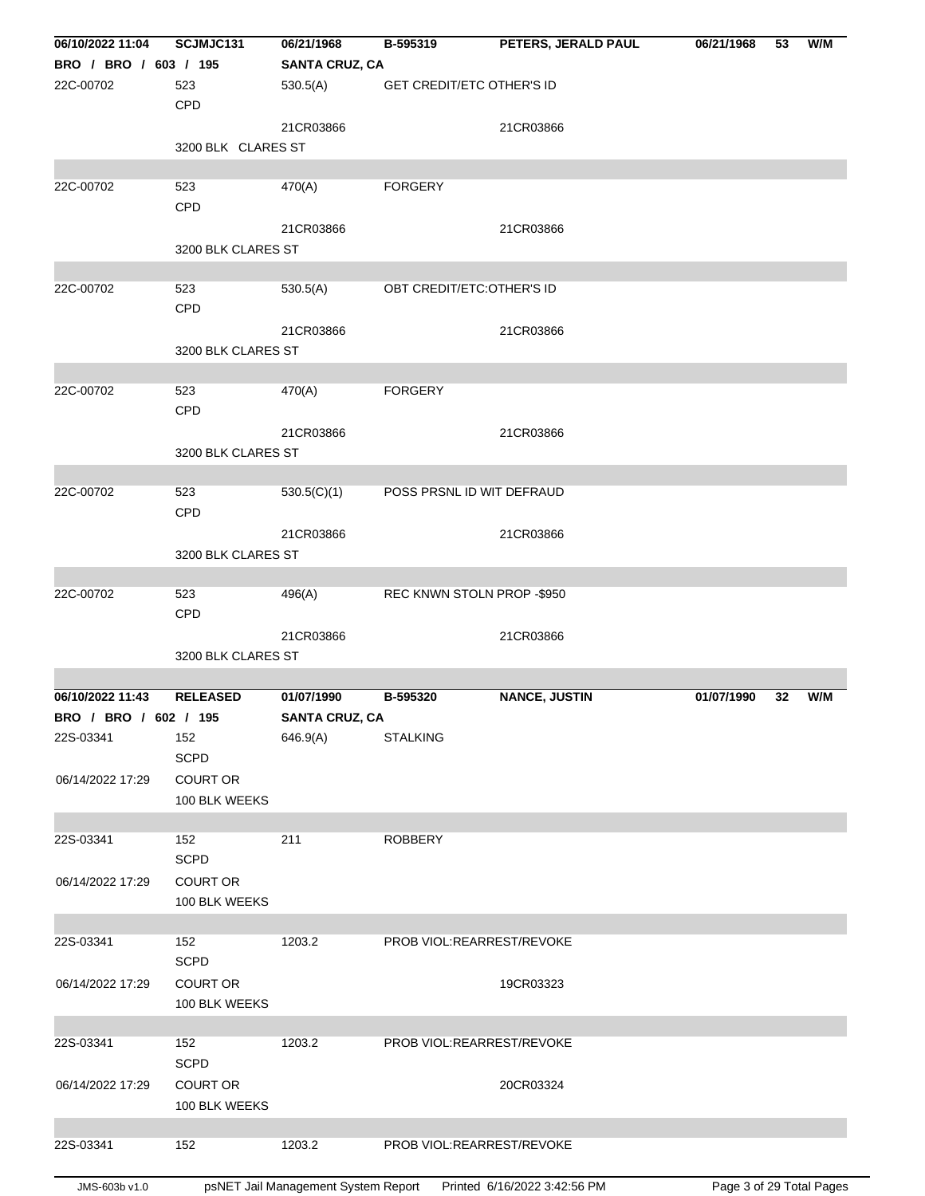| | | | | | | | |
|---|---|---|---|---|---|---|---|
| **06/10/2022 11:04** | **SCJMJC131** | **06/21/1968** | **B-595319** | **PETERS, JERALD PAUL** | **06/21/1968** | **53** | **W/M** |
| **BRO / BRO / 603 / 195** | | **SANTA CRUZ, CA** | | | | | |
| 22C-00702 | 523 CPD | 530.5(A) | GET CREDIT/ETC OTHER'S ID | | | | |
| | | 21CR03866 | | 21CR03866 | | | |
| | 3200 BLK CLARES ST | | | | | | |
| 22C-00702 | 523 CPD | 470(A) | FORGERY | | | | |
| | | 21CR03866 | | 21CR03866 | | | |
| | 3200 BLK CLARES ST | | | | | | |
| 22C-00702 | 523 CPD | 530.5(A) | OBT CREDIT/ETC:OTHER'S ID | | | | |
| | | 21CR03866 | | 21CR03866 | | | |
| | 3200 BLK CLARES ST | | | | | | |
| 22C-00702 | 523 CPD | 470(A) | FORGERY | | | | |
| | | 21CR03866 | | 21CR03866 | | | |
| | 3200 BLK CLARES ST | | | | | | |
| 22C-00702 | 523 CPD | 530.5(C)(1) | POSS PRSNL ID WIT DEFRAUD | | | | |
| | | 21CR03866 | | 21CR03866 | | | |
| | 3200 BLK CLARES ST | | | | | | |
| 22C-00702 | 523 CPD | 496(A) | REC KNWN STOLN PROP -$950 | | | | |
| | | 21CR03866 | | 21CR03866 | | | |
| | 3200 BLK CLARES ST | | | | | | |
| **06/10/2022 11:43** | **RELEASED** | **01/07/1990** | **B-595320** | **NANCE, JUSTIN** | **01/07/1990** | **32** | **W/M** |
| **BRO / BRO / 602 / 195** | | **SANTA CRUZ, CA** | | | | | |
| 22S-03341 | 152 SCPD | 646.9(A) | STALKING | | | | |
| 06/14/2022 17:29 | COURT OR 100 BLK WEEKS | | | | | | |
| 22S-03341 | 152 SCPD | 211 | ROBBERY | | | | |
| 06/14/2022 17:29 | COURT OR 100 BLK WEEKS | | | | | | |
| 22S-03341 | 152 SCPD | 1203.2 | PROB VIOL:REARREST/REVOKE | | | | |
| 06/14/2022 17:29 | COURT OR 100 BLK WEEKS | | | 19CR03323 | | | |
| 22S-03341 | 152 SCPD | 1203.2 | PROB VIOL:REARREST/REVOKE | | | | |
| 06/14/2022 17:29 | COURT OR 100 BLK WEEKS | | | 20CR03324 | | | |
| 22S-03341 | 152 | 1203.2 | PROB VIOL:REARREST/REVOKE | | | | |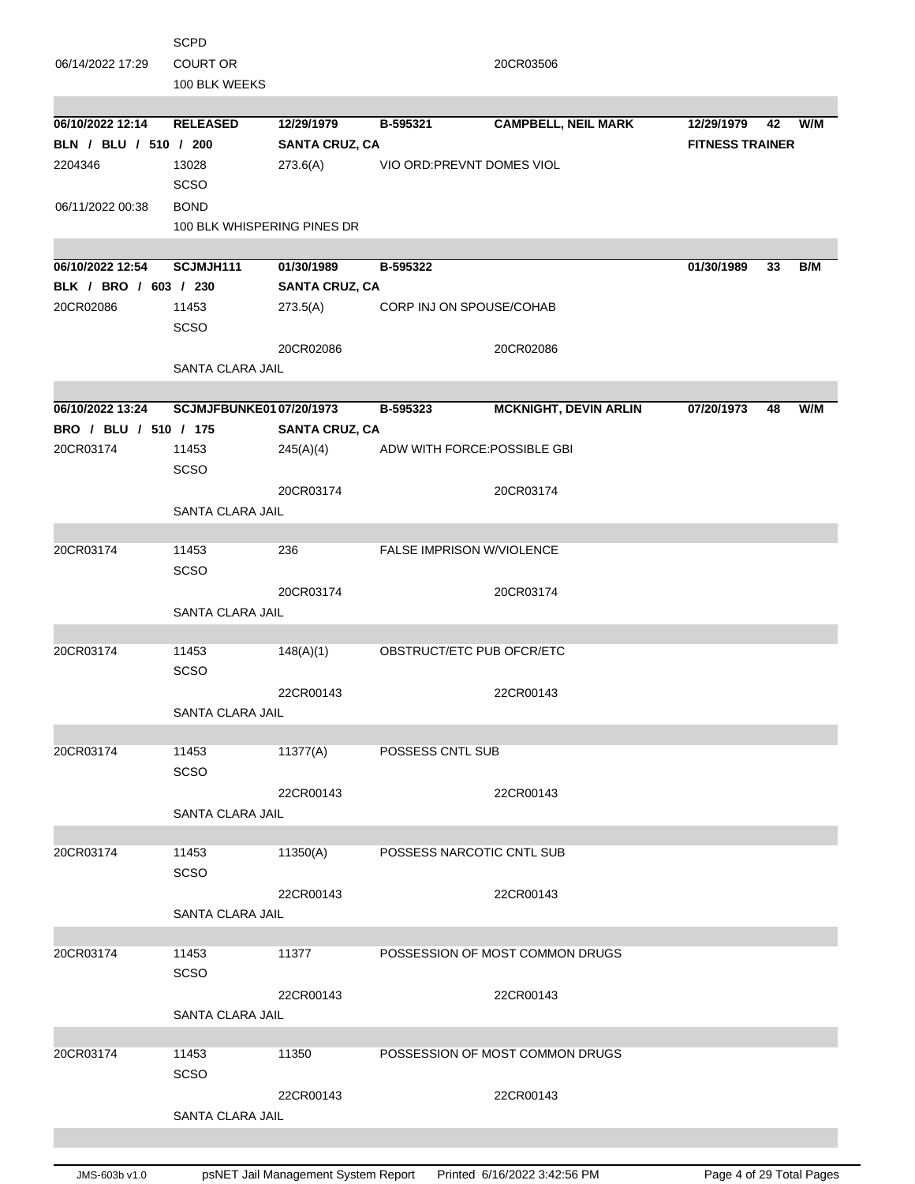| | | | | | | | |
|---|---|---|---|---|---|---|---|
| | SCPD | | | | | | |
| 06/14/2022 17:29 | COURT OR | | | 20CR03506 | | | |
| | 100 BLK WEEKS | | | | | | |

| | | | | | | | |
|---|---|---|---|---|---|---|---|
| **06/10/2022 12:14** | **RELEASED** | **12/29/1979** | **B-595321** | **CAMPBELL, NEIL MARK** | **12/29/1979** | **42** | **W/M** |
| **BLN / BLU / 510 / 200** | | **SANTA CRUZ, CA** | | | **FITNESS TRAINER** | | |
| 2204346 | 13028 | 273.6(A) | VIO ORD:PREVNT DOMES VIOL | | | | |
| | SCSO | | | | | | |
| 06/11/2022 00:38 | BOND | | | | | | |
| | 100 BLK WHISPERING PINES DR | | | | | | |

| | | | | | | | |
|---|---|---|---|---|---|---|---|
| **06/10/2022 12:54** | **SCJMJH111** | **01/30/1989** | **B-595322** | | **01/30/1989** | **33** | **B/M** |
| **BLK / BRO / 603 / 230** | | **SANTA CRUZ, CA** | | | | | |
| 20CR02086 | 11453 | 273.5(A) | CORP INJ ON SPOUSE/COHAB | | | | |
| | SCSO | | | | | | |
| | | 20CR02086 | | 20CR02086 | | | |
| | SANTA CLARA JAIL | | | | | | |

| | | | | | | | |
|---|---|---|---|---|---|---|---|
| **06/10/2022 13:24** | **SCJMJFBUNKE01** | **07/20/1973** | **B-595323** | **MCKNIGHT, DEVIN ARLIN** | **07/20/1973** | **48** | **W/M** |
| **BRO / BLU / 510 / 175** | | **SANTA CRUZ, CA** | | | | | |
| 20CR03174 | 11453 | 245(A)(4) | ADW WITH FORCE:POSSIBLE GBI | | | | |
| | SCSO | | | | | | |
| | | 20CR03174 | | 20CR03174 | | | |
| | SANTA CLARA JAIL | | | | | | |
| 20CR03174 | 11453 | 236 | FALSE IMPRISON W/VIOLENCE | | | | |
| | SCSO | | | | | | |
| | | 20CR03174 | | 20CR03174 | | | |
| | SANTA CLARA JAIL | | | | | | |
| 20CR03174 | 11453 | 148(A)(1) | OBSTRUCT/ETC PUB OFCR/ETC | | | | |
| | SCSO | | | | | | |
| | | 22CR00143 | | 22CR00143 | | | |
| | SANTA CLARA JAIL | | | | | | |
| 20CR03174 | 11453 | 11377(A) | POSSESS CNTL SUB | | | | |
| | SCSO | | | | | | |
| | | 22CR00143 | | 22CR00143 | | | |
| | SANTA CLARA JAIL | | | | | | |
| 20CR03174 | 11453 | 11350(A) | POSSESS NARCOTIC CNTL SUB | | | | |
| | SCSO | | | | | | |
| | | 22CR00143 | | 22CR00143 | | | |
| | SANTA CLARA JAIL | | | | | | |
| 20CR03174 | 11453 | 11377 | POSSESSION OF MOST COMMON DRUGS | | | | |
| | SCSO | | | | | | |
| | | 22CR00143 | | 22CR00143 | | | |
| | SANTA CLARA JAIL | | | | | | |
| 20CR03174 | 11453 | 11350 | POSSESSION OF MOST COMMON DRUGS | | | | |
| | SCSO | | | | | | |
| | | 22CR00143 | | 22CR00143 | | | |
| | SANTA CLARA JAIL | | | | | | |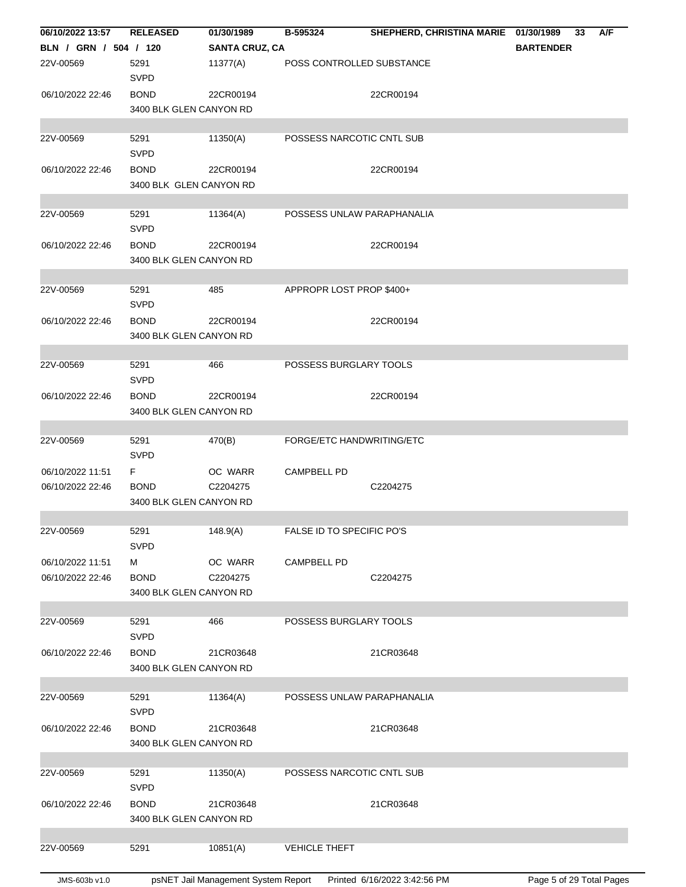| 06/10/2022 13:57 | RELEASED | 01/30/1989 | B-595324 | SHEPHERD, CHRISTINA MARIE | 01/30/1989 | 33 | A/F |
|---|---|---|---|---|---|---|---|
| BLN / GRN / 504 / 120 | | SANTA CRUZ, CA | | | BARTENDER | | |

| | | | | |
|---|---|---|---|---|
| 22V-00569 | 5291<br>SVPD | 11377(A) | POSS CONTROLLED SUBSTANCE | |
| 06/10/2022 22:46 | BOND<br>3400 BLK GLEN CANYON RD | 22CR00194 | | 22CR00194 |
| | | | | |
| 22V-00569 | 5291<br>SVPD | 11350(A) | POSSESS NARCOTIC CNTL SUB | |
| 06/10/2022 22:46 | BOND<br>3400 BLK GLEN CANYON RD | 22CR00194 | | 22CR00194 |
| | | | | |
| 22V-00569 | 5291<br>SVPD | 11364(A) | POSSESS UNLAW PARAPHANALIA | |
| 06/10/2022 22:46 | BOND<br>3400 BLK GLEN CANYON RD | 22CR00194 | | 22CR00194 |
| | | | | |
| 22V-00569 | 5291<br>SVPD | 485 | APPROPR LOST PROP $400+ | |
| 06/10/2022 22:46 | BOND<br>3400 BLK GLEN CANYON RD | 22CR00194 | | 22CR00194 |
| | | | | |
| 22V-00569 | 5291<br>SVPD | 466 | POSSESS BURGLARY TOOLS | |
| 06/10/2022 22:46 | BOND<br>3400 BLK GLEN CANYON RD | 22CR00194 | | 22CR00194 |
| | | | | |
| 22V-00569 | 5291<br>SVPD | 470(B) | FORGE/ETC HANDWRITING/ETC | |
| 06/10/2022 11:51 | F | OC WARR | CAMPBELL PD | |
| 06/10/2022 22:46 | BOND<br>3400 BLK GLEN CANYON RD | C2204275 | | C2204275 |
| | | | | |
| 22V-00569 | 5291<br>SVPD | 148.9(A) | FALSE ID TO SPECIFIC PO'S | |
| 06/10/2022 11:51 | M | OC WARR | CAMPBELL PD | |
| 06/10/2022 22:46 | BOND<br>3400 BLK GLEN CANYON RD | C2204275 | | C2204275 |
| | | | | |
| 22V-00569 | 5291<br>SVPD | 466 | POSSESS BURGLARY TOOLS | |
| 06/10/2022 22:46 | BOND<br>3400 BLK GLEN CANYON RD | 21CR03648 | | 21CR03648 |
| | | | | |
| 22V-00569 | 5291<br>SVPD | 11364(A) | POSSESS UNLAW PARAPHANALIA | |
| 06/10/2022 22:46 | BOND<br>3400 BLK GLEN CANYON RD | 21CR03648 | | 21CR03648 |
| | | | | |
| 22V-00569 | 5291<br>SVPD | 11350(A) | POSSESS NARCOTIC CNTL SUB | |
| 06/10/2022 22:46 | BOND<br>3400 BLK GLEN CANYON RD | 21CR03648 | | 21CR03648 |
| | | | | |
| 22V-00569 | 5291 | 10851(A) | VEHICLE THEFT | |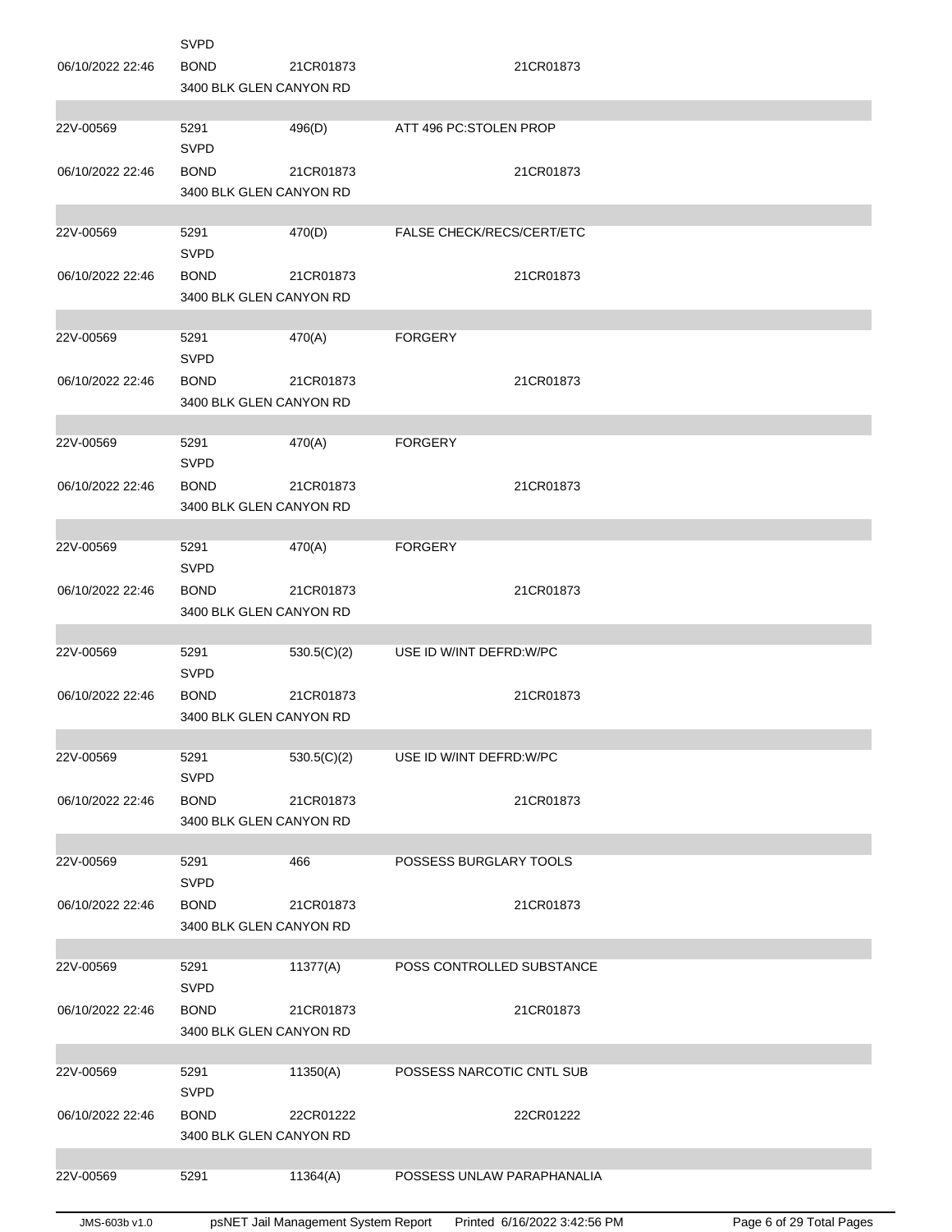| | | | | |
|---|---|---|---|---|
| | SVPD | | | |
| 06/10/2022 22:46 | BOND | 21CR01873 | | 21CR01873 |
| | 3400 BLK GLEN CANYON RD | | | |
| 22V-00569 | 5291 | 496(D) | ATT 496 PC:STOLEN PROP | |
| | SVPD | | | |
| 06/10/2022 22:46 | BOND | 21CR01873 | | 21CR01873 |
| | 3400 BLK GLEN CANYON RD | | | |
| 22V-00569 | 5291 | 470(D) | FALSE CHECK/RECS/CERT/ETC | |
| | SVPD | | | |
| 06/10/2022 22:46 | BOND | 21CR01873 | | 21CR01873 |
| | 3400 BLK GLEN CANYON RD | | | |
| 22V-00569 | 5291 | 470(A) | FORGERY | |
| | SVPD | | | |
| 06/10/2022 22:46 | BOND | 21CR01873 | | 21CR01873 |
| | 3400 BLK GLEN CANYON RD | | | |
| 22V-00569 | 5291 | 470(A) | FORGERY | |
| | SVPD | | | |
| 06/10/2022 22:46 | BOND | 21CR01873 | | 21CR01873 |
| | 3400 BLK GLEN CANYON RD | | | |
| 22V-00569 | 5291 | 470(A) | FORGERY | |
| | SVPD | | | |
| 06/10/2022 22:46 | BOND | 21CR01873 | | 21CR01873 |
| | 3400 BLK GLEN CANYON RD | | | |
| 22V-00569 | 5291 | 530.5(C)(2) | USE ID W/INT DEFRD:W/PC | |
| | SVPD | | | |
| 06/10/2022 22:46 | BOND | 21CR01873 | | 21CR01873 |
| | 3400 BLK GLEN CANYON RD | | | |
| 22V-00569 | 5291 | 530.5(C)(2) | USE ID W/INT DEFRD:W/PC | |
| | SVPD | | | |
| 06/10/2022 22:46 | BOND | 21CR01873 | | 21CR01873 |
| | 3400 BLK GLEN CANYON RD | | | |
| 22V-00569 | 5291 | 466 | POSSESS BURGLARY TOOLS | |
| | SVPD | | | |
| 06/10/2022 22:46 | BOND | 21CR01873 | | 21CR01873 |
| | 3400 BLK GLEN CANYON RD | | | |
| 22V-00569 | 5291 | 11377(A) | POSS CONTROLLED SUBSTANCE | |
| | SVPD | | | |
| 06/10/2022 22:46 | BOND | 21CR01873 | | 21CR01873 |
| | 3400 BLK GLEN CANYON RD | | | |
| 22V-00569 | 5291 | 11350(A) | POSSESS NARCOTIC CNTL SUB | |
| | SVPD | | | |
| 06/10/2022 22:46 | BOND | 22CR01222 | | 22CR01222 |
| | 3400 BLK GLEN CANYON RD | | | |
| 22V-00569 | 5291 | 11364(A) | POSSESS UNLAW PARAPHANALIA | |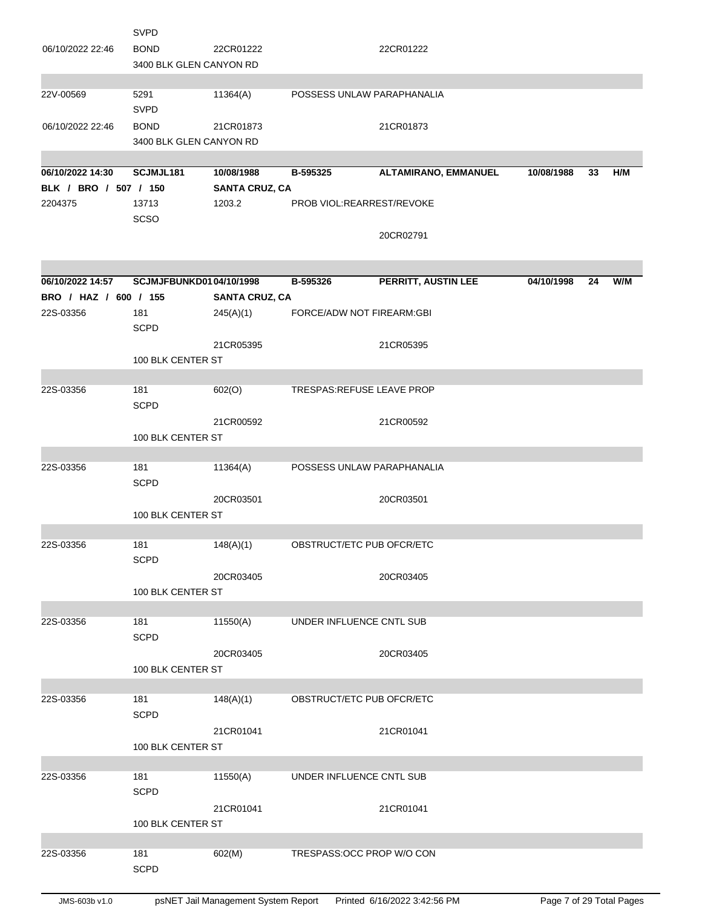| | | | | | | | |
|---|---|---|---|---|---|---|---|
| | SVPD | | | | | | |
| 06/10/2022 22:46 | BOND | 22CR01222 | | 22CR01222 | | | |
| | 3400 BLK GLEN CANYON RD | | | | | | |
| 22V-00569 | 5291 | 11364(A) | POSSESS UNLAW PARAPHANALIA | | | | |
| | SVPD | | | | | | |
| 06/10/2022 22:46 | BOND | 21CR01873 | | 21CR01873 | | | |
| | 3400 BLK GLEN CANYON RD | | | | | | |

| | | | | | | | |
|---|---|---|---|---|---|---|---|
| **06/10/2022 14:30** | **SCJMJL181** | **10/08/1988** | **B-595325** | **ALTAMIRANO, EMMANUEL** | **10/08/1988** | **33** | **H/M** |
| **BLK / BRO / 507 / 150** | | **SANTA CRUZ, CA** | | | | | |
| 2204375 | 13713 | 1203.2 | PROB VIOL:REARREST/REVOKE | | | | |
| | SCSO | | | | | | |
| | | | | 20CR02791 | | | |

| | | | | | | | |
|---|---|---|---|---|---|---|---|
| **06/10/2022 14:57** | **SCJMJFBUNKD01** | **04/10/1998** | **B-595326** | **PERRITT, AUSTIN LEE** | **04/10/1998** | **24** | **W/M** |
| **BRO / HAZ / 600 / 155** | | **SANTA CRUZ, CA** | | | | | |
| 22S-03356 | 181 | 245(A)(1) | FORCE/ADW NOT FIREARM:GBI | | | | |
| | SCPD | | | | | | |
| | | 21CR05395 | | 21CR05395 | | | |
| | 100 BLK CENTER ST | | | | | | |
| 22S-03356 | 181 | 602(O) | TRESPAS:REFUSE LEAVE PROP | | | | |
| | SCPD | | | | | | |
| | | 21CR00592 | | 21CR00592 | | | |
| | 100 BLK CENTER ST | | | | | | |
| 22S-03356 | 181 | 11364(A) | POSSESS UNLAW PARAPHANALIA | | | | |
| | SCPD | | | | | | |
| | | 20CR03501 | | 20CR03501 | | | |
| | 100 BLK CENTER ST | | | | | | |
| 22S-03356 | 181 | 148(A)(1) | OBSTRUCT/ETC PUB OFCR/ETC | | | | |
| | SCPD | | | | | | |
| | | 20CR03405 | | 20CR03405 | | | |
| | 100 BLK CENTER ST | | | | | | |
| 22S-03356 | 181 | 11550(A) | UNDER INFLUENCE CNTL SUB | | | | |
| | SCPD | | | | | | |
| | | 20CR03405 | | 20CR03405 | | | |
| | 100 BLK CENTER ST | | | | | | |
| 22S-03356 | 181 | 148(A)(1) | OBSTRUCT/ETC PUB OFCR/ETC | | | | |
| | SCPD | | | | | | |
| | | 21CR01041 | | 21CR01041 | | | |
| | 100 BLK CENTER ST | | | | | | |
| 22S-03356 | 181 | 11550(A) | UNDER INFLUENCE CNTL SUB | | | | |
| | SCPD | | | | | | |
| | | 21CR01041 | | 21CR01041 | | | |
| | 100 BLK CENTER ST | | | | | | |
| 22S-03356 | 181 | 602(M) | TRESPASS:OCC PROP W/O CON | | | | |
| | SCPD | | | | | | |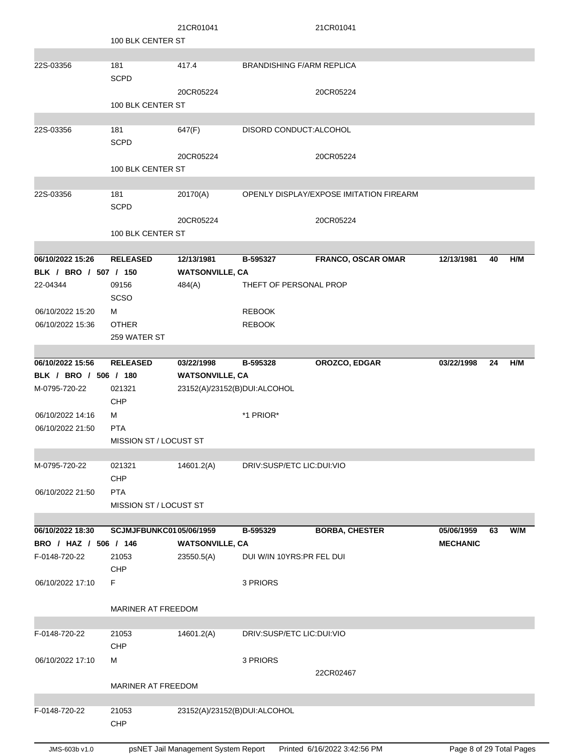| | | | | | | | |
|---|---|---|---|---|---|---|---|
| | | 21CR01041 | | 21CR01041 | | | |
| | 100 BLK CENTER ST | | | | | | |
| 22S-03356 | 181<br>SCPD | 417.4 | BRANDISHING F/ARM REPLICA | | | | |
| | | 20CR05224 | | 20CR05224 | | | |
| | 100 BLK CENTER ST | | | | | | |
| 22S-03356 | 181<br>SCPD | 647(F) | DISORD CONDUCT:ALCOHOL | | | | |
| | | 20CR05224 | | 20CR05224 | | | |
| | 100 BLK CENTER ST | | | | | | |
| 22S-03356 | 181<br>SCPD | 20170(A) | OPENLY DISPLAY/EXPOSE IMITATION FIREARM | | | | |
| | | 20CR05224 | | 20CR05224 | | | |
| | 100 BLK CENTER ST | | | | | | |
| **06/10/2022 15:26** | **RELEASED** | **12/13/1981** | **B-595327** | **FRANCO, OSCAR OMAR** | **12/13/1981** | **40** | **H/M** |
| **BLK / BRO / 507 / 150** | | **WATSONVILLE, CA** | | | | | |
| 22-04344 | 09156<br>SCSO | 484(A) | THEFT OF PERSONAL PROP | | | | |
| 06/10/2022 15:20 | M | | REBOOK | | | | |
| 06/10/2022 15:36 | OTHER | | REBOOK | | | | |
| | 259 WATER ST | | | | | | |
| **06/10/2022 15:56** | **RELEASED** | **03/22/1998** | **B-595328** | **OROZCO, EDGAR** | **03/22/1998** | **24** | **H/M** |
| **BLK / BRO / 506 / 180** | | **WATSONVILLE, CA** | | | | | |
| M-0795-720-22 | 021321<br>CHP | 23152(A)/23152(B)DUI:ALCOHOL | | | | | |
| 06/10/2022 14:16 | M | | *1 PRIOR* | | | | |
| 06/10/2022 21:50 | PTA | | | | | | |
| | MISSION ST / LOCUST ST | | | | | | |
| M-0795-720-22 | 021321<br>CHP | 14601.2(A) | DRIV:SUSP/ETC LIC:DUI:VIO | | | | |
| 06/10/2022 21:50 | PTA | | | | | | |
| | MISSION ST / LOCUST ST | | | | | | |
| **06/10/2022 18:30** | **SCJMJFBUNKC01** | **05/06/1959** | **B-595329** | **BORBA, CHESTER** | **05/06/1959** | **63** | **W/M** |
| **BRO / HAZ / 506 / 146** | | **WATSONVILLE, CA** | | | **MECHANIC** | | |
| F-0148-720-22 | 21053<br>CHP | 23550.5(A) | DUI W/IN 10YRS:PR FEL DUI | | | | |
| 06/10/2022 17:10 | F | | 3 PRIORS | | | | |
| | MARINER AT FREEDOM | | | | | | |
| F-0148-720-22 | 21053<br>CHP | 14601.2(A) | DRIV:SUSP/ETC LIC:DUI:VIO | | | | |
| 06/10/2022 17:10 | M | | 3 PRIORS | | | | |
| | | | | 22CR02467 | | | |
| | MARINER AT FREEDOM | | | | | | |
| F-0148-720-22 | 21053<br>CHP | 23152(A)/23152(B)DUI:ALCOHOL | | | | | |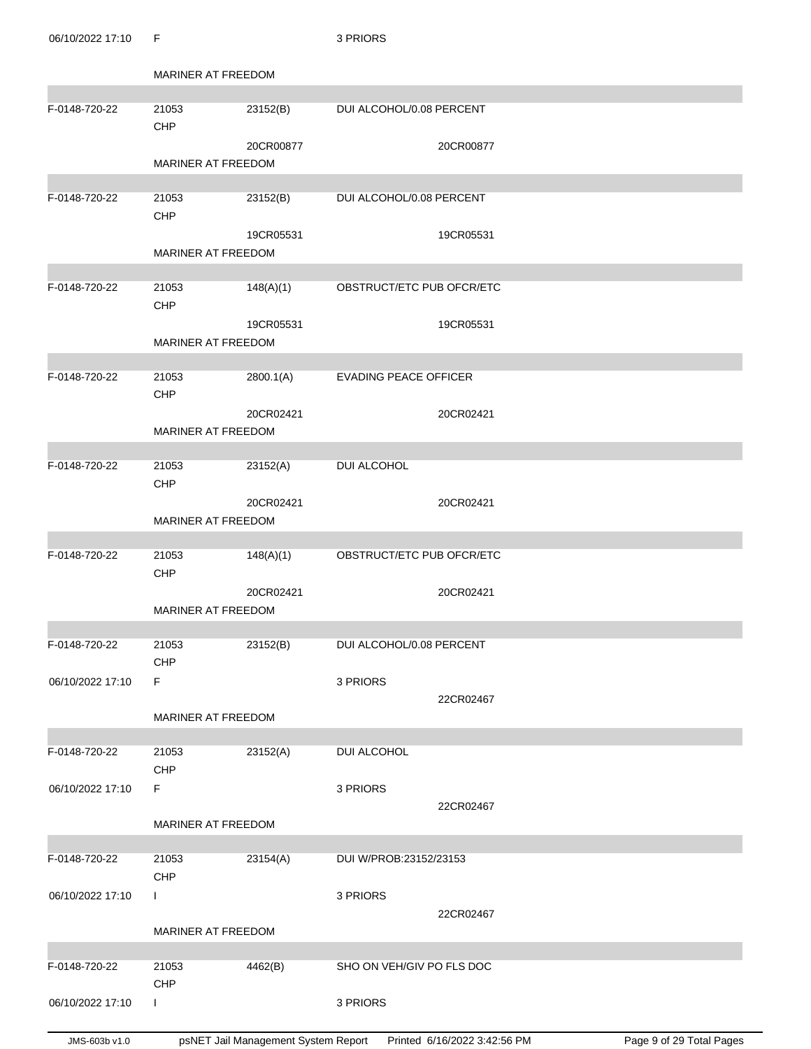| | | | | |
|---|---|---|---|---|
| 06/10/2022 17:10 | F | | 3 PRIORS | |
| | MARINER AT FREEDOM | | | |
| F-0148-720-22 | 21053 CHP | 23152(B) | DUI ALCOHOL/0.08 PERCENT | |
| | | 20CR00877 | | 20CR00877 |
| | MARINER AT FREEDOM | | | |
| F-0148-720-22 | 21053 CHP | 23152(B) | DUI ALCOHOL/0.08 PERCENT | |
| | | 19CR05531 | | 19CR05531 |
| | MARINER AT FREEDOM | | | |
| F-0148-720-22 | 21053 CHP | 148(A)(1) | OBSTRUCT/ETC PUB OFCR/ETC | |
| | | 19CR05531 | | 19CR05531 |
| | MARINER AT FREEDOM | | | |
| F-0148-720-22 | 21053 CHP | 2800.1(A) | EVADING PEACE OFFICER | |
| | | 20CR02421 | | 20CR02421 |
| | MARINER AT FREEDOM | | | |
| F-0148-720-22 | 21053 CHP | 23152(A) | DUI ALCOHOL | |
| | | 20CR02421 | | 20CR02421 |
| | MARINER AT FREEDOM | | | |
| F-0148-720-22 | 21053 CHP | 148(A)(1) | OBSTRUCT/ETC PUB OFCR/ETC | |
| | | 20CR02421 | | 20CR02421 |
| | MARINER AT FREEDOM | | | |
| F-0148-720-22 | 21053 CHP | 23152(B) | DUI ALCOHOL/0.08 PERCENT | |
| 06/10/2022 17:10 | F | | 3 PRIORS | |
| | | | | 22CR02467 |
| | MARINER AT FREEDOM | | | |
| F-0148-720-22 | 21053 CHP | 23152(A) | DUI ALCOHOL | |
| 06/10/2022 17:10 | F | | 3 PRIORS | |
| | | | | 22CR02467 |
| | MARINER AT FREEDOM | | | |
| F-0148-720-22 | 21053 CHP | 23154(A) | DUI W/PROB:23152/23153 | |
| 06/10/2022 17:10 | I | | 3 PRIORS | |
| | | | | 22CR02467 |
| | MARINER AT FREEDOM | | | |
| F-0148-720-22 | 21053 CHP | 4462(B) | SHO ON VEH/GIV PO FLS DOC | |
| 06/10/2022 17:10 | I | | 3 PRIORS | |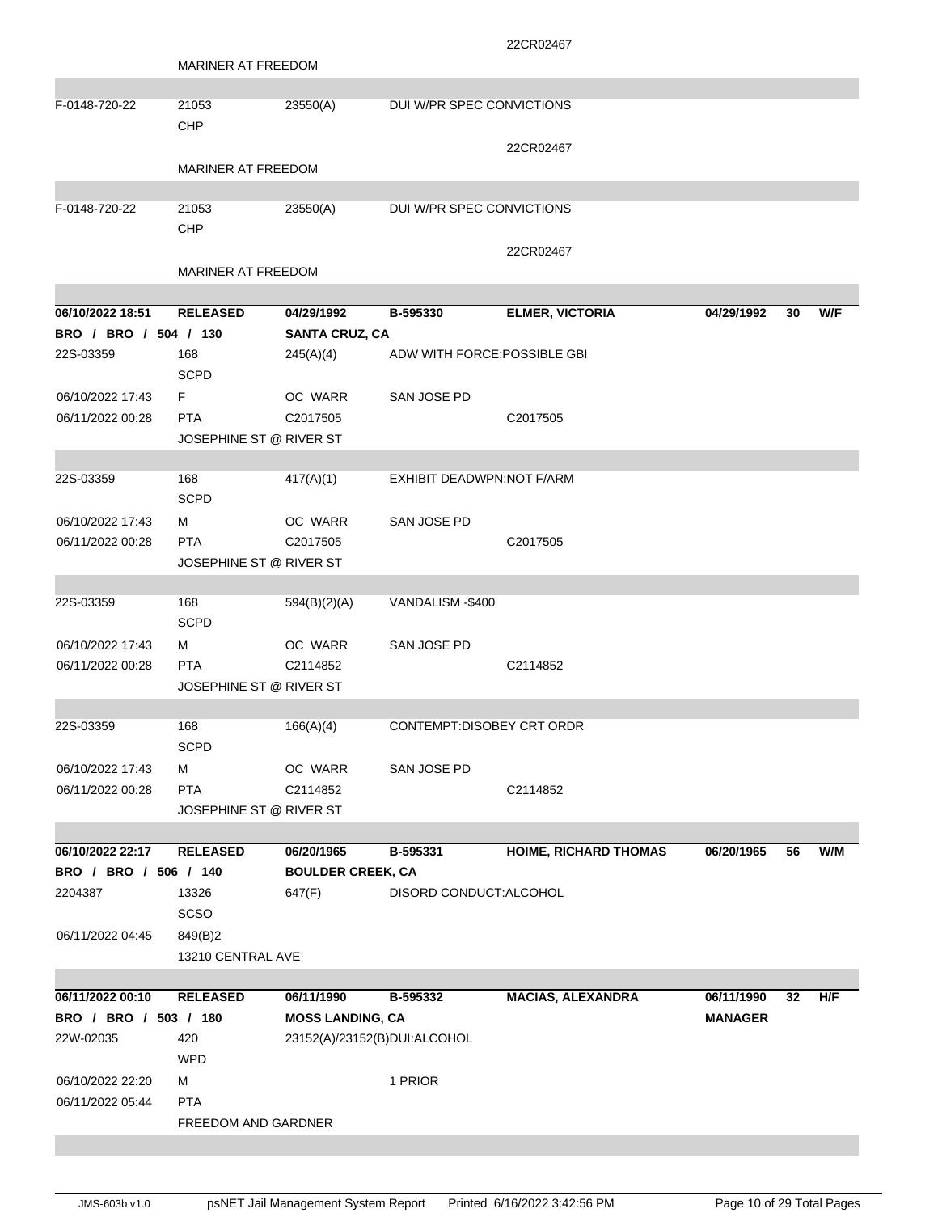| | | | | | | | |
|---|---|---|---|---|---|---|---|
| | | | | 22CR02467 | | | |
| | MARINER AT FREEDOM | | | | | | |
| F-0148-720-22 | 21053<br>CHP | 23550(A) | DUI W/PR SPEC CONVICTIONS | | | | |
| | | | | 22CR02467 | | | |
| | MARINER AT FREEDOM | | | | | | |
| F-0148-720-22 | 21053<br>CHP | 23550(A) | DUI W/PR SPEC CONVICTIONS | | | | |
| | | | | 22CR02467 | | | |
| | MARINER AT FREEDOM | | | | | | |

| | | | | | | | |
|---|---|---|---|---|---|---|---|
| **06/10/2022 18:51** | **RELEASED** | **04/29/1992** | **B-595330** | **ELMER, VICTORIA** | **04/29/1992** | **30** | **W/F** |
| **BRO / BRO / 504 / 130** | | **SANTA CRUZ, CA** | | | | | |
| 22S-03359 | 168<br>SCPD | 245(A)(4) | ADW WITH FORCE:POSSIBLE GBI | | | | |
| 06/10/2022 17:43 | F | OC WARR | SAN JOSE PD | | | | |
| 06/11/2022 00:28 | PTA | C2017505 | | C2017505 | | | |
| | JOSEPHINE ST @ RIVER ST | | | | | | |
| 22S-03359 | 168<br>SCPD | 417(A)(1) | EXHIBIT DEADWPN:NOT F/ARM | | | | |
| 06/10/2022 17:43 | M | OC WARR | SAN JOSE PD | | | | |
| 06/11/2022 00:28 | PTA | C2017505 | | C2017505 | | | |
| | JOSEPHINE ST @ RIVER ST | | | | | | |
| 22S-03359 | 168<br>SCPD | 594(B)(2)(A) | VANDALISM -$400 | | | | |
| 06/10/2022 17:43 | M | OC WARR | SAN JOSE PD | | | | |
| 06/11/2022 00:28 | PTA | C2114852 | | C2114852 | | | |
| | JOSEPHINE ST @ RIVER ST | | | | | | |
| 22S-03359 | 168<br>SCPD | 166(A)(4) | CONTEMPT:DISOBEY CRT ORDR | | | | |
| 06/10/2022 17:43 | M | OC WARR | SAN JOSE PD | | | | |
| 06/11/2022 00:28 | PTA | C2114852 | | C2114852 | | | |
| | JOSEPHINE ST @ RIVER ST | | | | | | |

| | | | | | | | |
|---|---|---|---|---|---|---|---|
| **06/10/2022 22:17** | **RELEASED** | **06/20/1965** | **B-595331** | **HOIME, RICHARD THOMAS** | **06/20/1965** | **56** | **W/M** |
| **BRO / BRO / 506 / 140** | | **BOULDER CREEK, CA** | | | | | |
| 2204387 | 13326<br>SCSO | 647(F) | DISORD CONDUCT:ALCOHOL | | | | |
| 06/11/2022 04:45 | 849(B)2 | | | | | | |
| | 13210 CENTRAL AVE | | | | | | |

| | | | | | | | |
|---|---|---|---|---|---|---|---|
| **06/11/2022 00:10** | **RELEASED** | **06/11/1990** | **B-595332** | **MACIAS, ALEXANDRA** | **06/11/1990** | **32** | **H/F** |
| **BRO / BRO / 503 / 180** | | **MOSS LANDING, CA** | | | **MANAGER** | | |
| 22W-02035 | 420<br>WPD | 23152(A)/23152(B)DUI:ALCOHOL | | | | | |
| 06/10/2022 22:20 | M | | 1 PRIOR | | | | |
| 06/11/2022 05:44 | PTA | | | | | | |
| | FREEDOM AND GARDNER | | | | | | |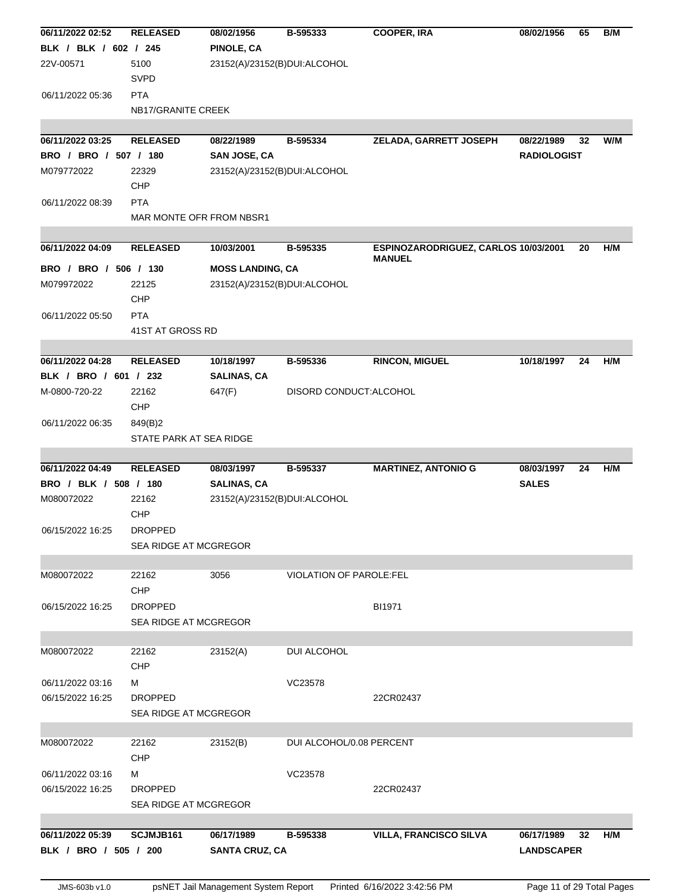| | | | | | | | |
|---|---|---|---|---|---|---|---|
| **06/11/2022 02:52** | **RELEASED** | **08/02/1956** | **B-595333** | **COOPER, IRA** | **08/02/1956** | **65** | **B/M** |
| **BLK / BLK / 602 / 245** | | **PINOLE, CA** | | | | | |
| 22V-00571 | 5100 | 23152(A)/23152(B)DUI:ALCOHOL | | | | | |
| | SVPD | | | | | | |
| 06/11/2022 05:36 | PTA | | | | | | |
| | NB17/GRANITE CREEK | | | | | | |
| **06/11/2022 03:25** | **RELEASED** | **08/22/1989** | **B-595334** | **ZELADA, GARRETT JOSEPH** | **08/22/1989** | **32** | **W/M** |
| **BRO / BRO / 507 / 180** | | **SAN JOSE, CA** | | | **RADIOLOGIST** | | |
| M079772022 | 22329 | 23152(A)/23152(B)DUI:ALCOHOL | | | | | |
| | CHP | | | | | | |
| 06/11/2022 08:39 | PTA | | | | | | |
| | MAR MONTE OFR FROM NBSR1 | | | | | | |
| **06/11/2022 04:09** | **RELEASED** | **10/03/2001** | **B-595335** | **ESPINOZARODRIGUEZ, CARLOS MANUEL** | **10/03/2001** | **20** | **H/M** |
| **BRO / BRO / 506 / 130** | | **MOSS LANDING, CA** | | | | | |
| M079972022 | 22125 | 23152(A)/23152(B)DUI:ALCOHOL | | | | | |
| | CHP | | | | | | |
| 06/11/2022 05:50 | PTA | | | | | | |
| | 41ST AT GROSS RD | | | | | | |
| **06/11/2022 04:28** | **RELEASED** | **10/18/1997** | **B-595336** | **RINCON, MIGUEL** | **10/18/1997** | **24** | **H/M** |
| **BLK / BRO / 601 / 232** | | **SALINAS, CA** | | | | | |
| M-0800-720-22 | 22162 | 647(F) | DISORD CONDUCT:ALCOHOL | | | | |
| | CHP | | | | | | |
| 06/11/2022 06:35 | 849(B)2 | | | | | | |
| | STATE PARK AT SEA RIDGE | | | | | | |
| **06/11/2022 04:49** | **RELEASED** | **08/03/1997** | **B-595337** | **MARTINEZ, ANTONIO G** | **08/03/1997** | **24** | **H/M** |
| **BRO / BLK / 508 / 180** | | **SALINAS, CA** | | | **SALES** | | |
| M080072022 | 22162 | 23152(A)/23152(B)DUI:ALCOHOL | | | | | |
| | CHP | | | | | | |
| 06/15/2022 16:25 | DROPPED | | | | | | |
| | SEA RIDGE AT MCGREGOR | | | | | | |
| M080072022 | 22162 | 3056 | VIOLATION OF PAROLE:FEL | | | | |
| | CHP | | | | | | |
| 06/15/2022 16:25 | DROPPED | | | BI1971 | | | |
| | SEA RIDGE AT MCGREGOR | | | | | | |
| M080072022 | 22162 | 23152(A) | DUI ALCOHOL | | | | |
| | CHP | | | | | | |
| 06/11/2022 03:16 | M | | VC23578 | | | | |
| 06/15/2022 16:25 | DROPPED | | | 22CR02437 | | | |
| | SEA RIDGE AT MCGREGOR | | | | | | |
| M080072022 | 22162 | 23152(B) | DUI ALCOHOL/0.08 PERCENT | | | | |
| | CHP | | | | | | |
| 06/11/2022 03:16 | M | | VC23578 | | | | |
| 06/15/2022 16:25 | DROPPED | | | 22CR02437 | | | |
| | SEA RIDGE AT MCGREGOR | | | | | | |
| **06/11/2022 05:39** | **SCJMJB161** | **06/17/1989** | **B-595338** | **VILLA, FRANCISCO SILVA** | **06/17/1989** | **32** | **H/M** |
| **BLK / BRO / 505 / 200** | | **SANTA CRUZ, CA** | | | **LANDSCAPER** | | |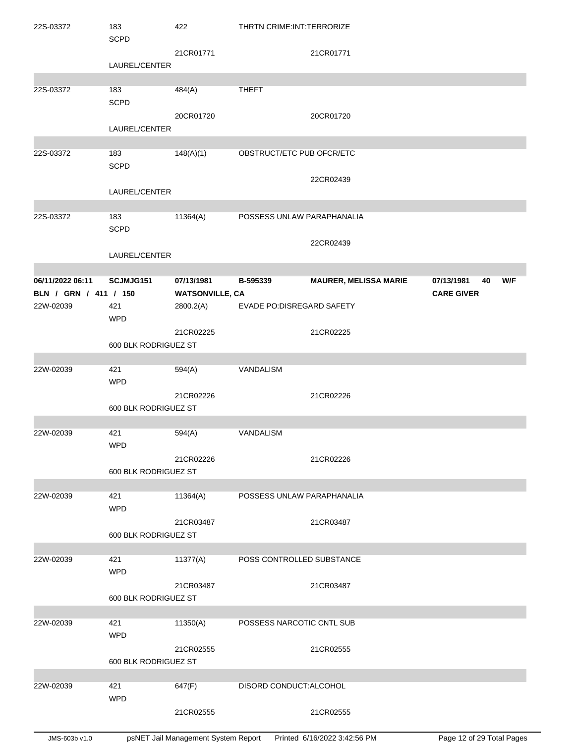| | | | | | |
|---|---|---|---|---|---|
| 22S-03372 | 183<br>SCPD | 422 | THRTN CRIME:INT:TERRORIZE | | |
| | | 21CR01771 | | 21CR01771 | |
| | LAUREL/CENTER | | | | |
| 22S-03372 | 183<br>SCPD | 484(A) | THEFT | | |
| | | 20CR01720 | | 20CR01720 | |
| | LAUREL/CENTER | | | | |
| 22S-03372 | 183<br>SCPD | 148(A)(1) | OBSTRUCT/ETC PUB OFCR/ETC | | |
| | | | | 22CR02439 | |
| | LAUREL/CENTER | | | | |
| 22S-03372 | 183<br>SCPD | 11364(A) | POSSESS UNLAW PARAPHANALIA | | |
| | | | | 22CR02439 | |
| | LAUREL/CENTER | | | | |
| **06/11/2022 06:11** | **SCJMJG151** | **07/13/1981** | **B-595339** | **MAURER, MELISSA MARIE** | **07/13/1981 40 W/F** |
| **BLN / GRN / 411 / 150** | | **WATSONVILLE, CA** | | | **CARE GIVER** |
| 22W-02039 | 421<br>WPD | 2800.2(A) | EVADE PO:DISREGARD SAFETY | | |
| | | 21CR02225 | | 21CR02225 | |
| | 600 BLK RODRIGUEZ ST | | | | |
| 22W-02039 | 421<br>WPD | 594(A) | VANDALISM | | |
| | | 21CR02226 | | 21CR02226 | |
| | 600 BLK RODRIGUEZ ST | | | | |
| 22W-02039 | 421<br>WPD | 594(A) | VANDALISM | | |
| | | 21CR02226 | | 21CR02226 | |
| | 600 BLK RODRIGUEZ ST | | | | |
| 22W-02039 | 421<br>WPD | 11364(A) | POSSESS UNLAW PARAPHANALIA | | |
| | | 21CR03487 | | 21CR03487 | |
| | 600 BLK RODRIGUEZ ST | | | | |
| 22W-02039 | 421<br>WPD | 11377(A) | POSS CONTROLLED SUBSTANCE | | |
| | | 21CR03487 | | 21CR03487 | |
| | 600 BLK RODRIGUEZ ST | | | | |
| 22W-02039 | 421<br>WPD | 11350(A) | POSSESS NARCOTIC CNTL SUB | | |
| | | 21CR02555 | | 21CR02555 | |
| | 600 BLK RODRIGUEZ ST | | | | |
| 22W-02039 | 421<br>WPD | 647(F) | DISORD CONDUCT:ALCOHOL | | |
| | | 21CR02555 | | 21CR02555 | |

JMS-603b v1.0 psNET Jail Management System Report Printed 6/16/2022 3:42:56 PM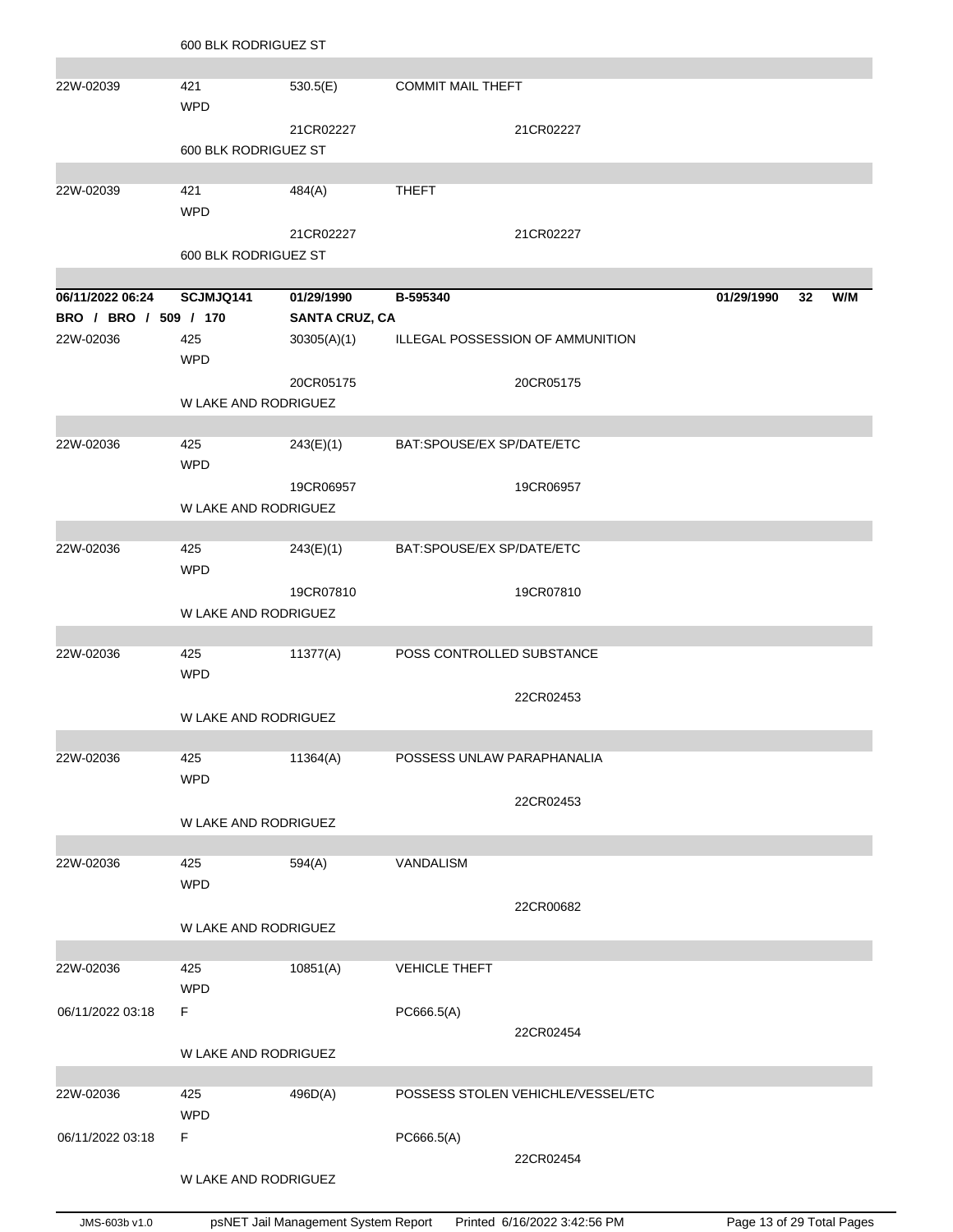600 BLK RODRIGUEZ ST

| | | | | | | |
|---|---|---|---|---|---|---|
| 22W-02039 | 421<br>WPD | 530.5(E) | COMMIT MAIL THEFT | | | |
| | | 21CR02227 | 21CR02227 | | | |
| | 600 BLK RODRIGUEZ ST | | | | | |
| 22W-02039 | 421<br>WPD | 484(A) | THEFT | | | |
| | | 21CR02227 | 21CR02227 | | | |
| | 600 BLK RODRIGUEZ ST | | | | | |

| | | | | | | |
|---|---|---|---|---|---|---|
| **06/11/2022 06:24** | **SCJMJQ141** | **01/29/1990** | **B-595340** | **01/29/1990** | **32** | **W/M** |
| **BRO / BRO / 509 / 170** | | **SANTA CRUZ, CA** | | | | |
| 22W-02036 | 425<br>WPD | 30305(A)(1) | ILLEGAL POSSESSION OF AMMUNITION | | | |
| | | 20CR05175 | 20CR05175 | | | |
| | W LAKE AND RODRIGUEZ | | | | | |
| 22W-02036 | 425<br>WPD | 243(E)(1) | BAT:SPOUSE/EX SP/DATE/ETC | | | |
| | | 19CR06957 | 19CR06957 | | | |
| | W LAKE AND RODRIGUEZ | | | | | |
| 22W-02036 | 425<br>WPD | 243(E)(1) | BAT:SPOUSE/EX SP/DATE/ETC | | | |
| | | 19CR07810 | 19CR07810 | | | |
| | W LAKE AND RODRIGUEZ | | | | | |
| 22W-02036 | 425<br>WPD | 11377(A) | POSS CONTROLLED SUBSTANCE | | | |
| | | | 22CR02453 | | | |
| | W LAKE AND RODRIGUEZ | | | | | |
| 22W-02036 | 425<br>WPD | 11364(A) | POSSESS UNLAW PARAPHANALIA | | | |
| | | | 22CR02453 | | | |
| | W LAKE AND RODRIGUEZ | | | | | |
| 22W-02036 | 425<br>WPD | 594(A) | VANDALISM | | | |
| | | | 22CR00682 | | | |
| | W LAKE AND RODRIGUEZ | | | | | |
| 22W-02036 | 425<br>WPD | 10851(A) | VEHICLE THEFT | | | |
| 06/11/2022 03:18 | F | | PC666.5(A)<br>22CR02454 | | | |
| | W LAKE AND RODRIGUEZ | | | | | |
| 22W-02036 | 425<br>WPD | 496D(A) | POSSESS STOLEN VEHICHLE/VESSEL/ETC | | | |
| 06/11/2022 03:18 | F | | PC666.5(A)<br>22CR02454 | | | |
| | W LAKE AND RODRIGUEZ | | | | | |

JMS-603b v1.0 psNET Jail Management System Report Printed 6/16/2022 3:42:56 PM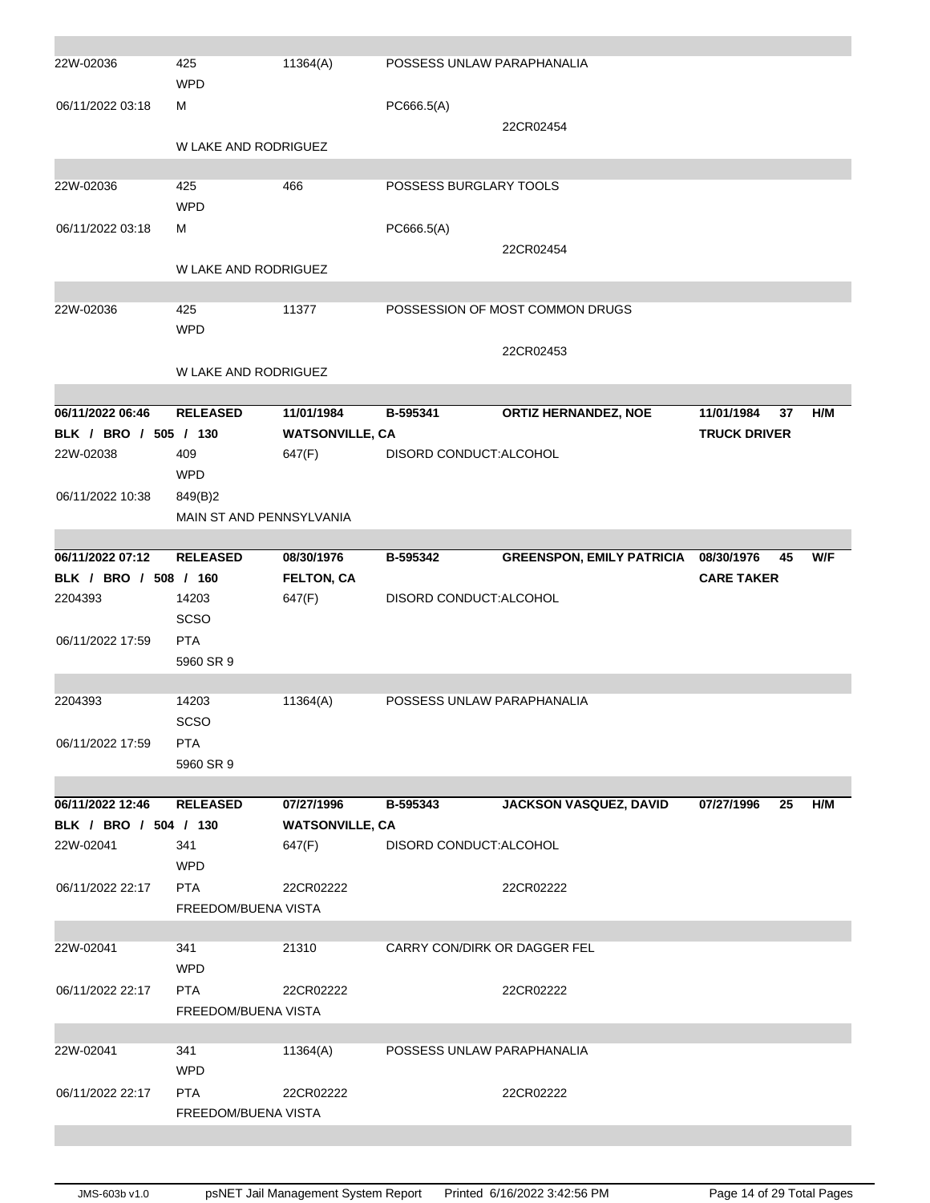| | | | | | | | |
|---|---|---|---|---|---|---|---|
| 22W-02036 | 425<br>WPD | 11364(A) | POSSESS UNLAW PARAPHANALIA | | | | |
| 06/11/2022 03:18 | M | | PC666.5(A) | | | | |
| | | | | 22CR02454 | | | |
| | W LAKE AND RODRIGUEZ | | | | | | |
| 22W-02036 | 425<br>WPD | 466 | POSSESS BURGLARY TOOLS | | | | |
| 06/11/2022 03:18 | M | | PC666.5(A) | | | | |
| | | | | 22CR02454 | | | |
| | W LAKE AND RODRIGUEZ | | | | | | |
| 22W-02036 | 425<br>WPD | 11377 | POSSESSION OF MOST COMMON DRUGS | | | | |
| | | | | 22CR02453 | | | |
| | W LAKE AND RODRIGUEZ | | | | | | |
| **06/11/2022 06:46** | **RELEASED** | **11/01/1984** | **B-595341** | **ORTIZ HERNANDEZ, NOE** | **11/01/1984** | **37** | **H/M** |
| **BLK / BRO / 505 / 130** | | **WATSONVILLE, CA** | | | **TRUCK DRIVER** | | |
| 22W-02038 | 409<br>WPD | 647(F) | DISORD CONDUCT:ALCOHOL | | | | |
| 06/11/2022 10:38 | 849(B)2 | | | | | | |
| | MAIN ST AND PENNSYLVANIA | | | | | | |
| **06/11/2022 07:12** | **RELEASED** | **08/30/1976** | **B-595342** | **GREENSPON, EMILY PATRICIA** | **08/30/1976** | **45** | **W/F** |
| **BLK / BRO / 508 / 160** | | **FELTON, CA** | | | **CARE TAKER** | | |
| 2204393 | 14203<br>SCSO | 647(F) | DISORD CONDUCT:ALCOHOL | | | | |
| 06/11/2022 17:59 | PTA | | | | | | |
| | 5960 SR 9 | | | | | | |
| 2204393 | 14203<br>SCSO | 11364(A) | POSSESS UNLAW PARAPHANALIA | | | | |
| 06/11/2022 17:59 | PTA | | | | | | |
| | 5960 SR 9 | | | | | | |
| **06/11/2022 12:46** | **RELEASED** | **07/27/1996** | **B-595343** | **JACKSON VASQUEZ, DAVID** | **07/27/1996** | **25** | **H/M** |
| **BLK / BRO / 504 / 130** | | **WATSONVILLE, CA** | | | | | |
| 22W-02041 | 341<br>WPD | 647(F) | DISORD CONDUCT:ALCOHOL | | | | |
| 06/11/2022 22:17 | PTA | 22CR02222 | | 22CR02222 | | | |
| | FREEDOM/BUENA VISTA | | | | | | |
| 22W-02041 | 341<br>WPD | 21310 | CARRY CON/DIRK OR DAGGER FEL | | | | |
| 06/11/2022 22:17 | PTA | 22CR02222 | | 22CR02222 | | | |
| | FREEDOM/BUENA VISTA | | | | | | |
| 22W-02041 | 341<br>WPD | 11364(A) | POSSESS UNLAW PARAPHANALIA | | | | |
| 06/11/2022 22:17 | PTA | 22CR02222 | | 22CR02222 | | | |
| | FREEDOM/BUENA VISTA | | | | | | |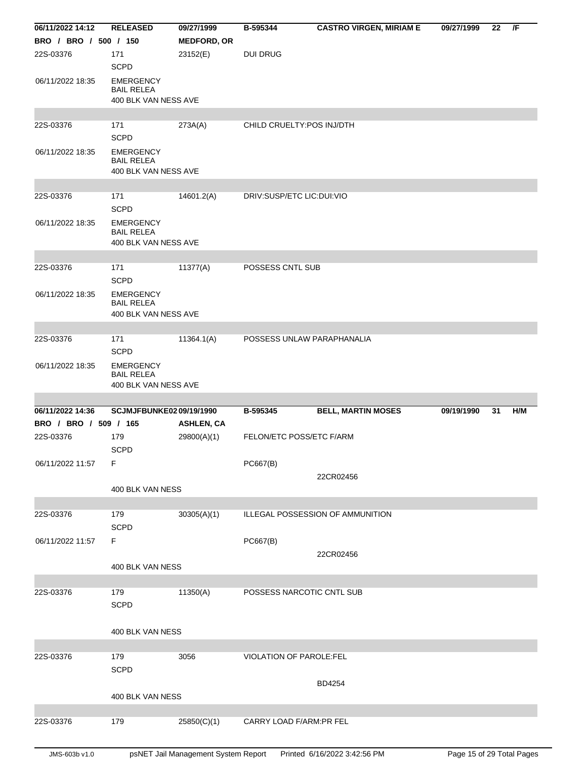| 06/11/2022 14:12 | RELEASED | 09/27/1999 | B-595344 | CASTRO VIRGEN, MIRIAM E | 09/27/1999 | 22 | /F |
|---|---|---|---|---|---|---|---|
| BRO / BRO / 500 / 150 | | MEDFORD, OR | | | | | |
| 22S-03376 | 171<br>SCPD | 23152(E) | DUI DRUG | | | | |
| 06/11/2022 18:35 | EMERGENCY BAIL RELEA<br>400 BLK VAN NESS AVE | | | | | | |
| 22S-03376 | 171<br>SCPD | 273A(A) | CHILD CRUELTY:POS INJ/DTH | | | | |
| 06/11/2022 18:35 | EMERGENCY BAIL RELEA<br>400 BLK VAN NESS AVE | | | | | | |
| 22S-03376 | 171<br>SCPD | 14601.2(A) | DRIV:SUSP/ETC LIC:DUI:VIO | | | | |
| 06/11/2022 18:35 | EMERGENCY BAIL RELEA<br>400 BLK VAN NESS AVE | | | | | | |
| 22S-03376 | 171<br>SCPD | 11377(A) | POSSESS CNTL SUB | | | | |
| 06/11/2022 18:35 | EMERGENCY BAIL RELEA<br>400 BLK VAN NESS AVE | | | | | | |
| 22S-03376 | 171<br>SCPD | 11364.1(A) | POSSESS UNLAW PARAPHANALIA | | | | |
| 06/11/2022 18:35 | EMERGENCY BAIL RELEA<br>400 BLK VAN NESS AVE | | | | | | |

| 06/11/2022 14:36 | SCJMJFBUNKE02 | 09/19/1990 | B-595345 | BELL, MARTIN MOSES | 09/19/1990 | 31 | H/M |
|---|---|---|---|---|---|---|---|
| BRO / BRO / 509 / 165 | | ASHLEN, CA | | | | | |
| 22S-03376 | 179<br>SCPD | 29800(A)(1) | FELON/ETC POSS/ETC F/ARM | | | | |
| 06/11/2022 11:57 | F<br>400 BLK VAN NESS | | PC667(B) | 22CR02456 | | | |
| 22S-03376 | 179<br>SCPD | 30305(A)(1) | ILLEGAL POSSESSION OF AMMUNITION | | | | |
| 06/11/2022 11:57 | F<br>400 BLK VAN NESS | | PC667(B) | 22CR02456 | | | |
| 22S-03376 | 179<br>SCPD | 11350(A) | POSSESS NARCOTIC CNTL SUB | | | | |
| | 400 BLK VAN NESS | | | | | | |
| 22S-03376 | 179<br>SCPD | 3056 | VIOLATION OF PAROLE:FEL | BD4254 | | | |
| | 400 BLK VAN NESS | | | | | | |
| 22S-03376 | 179 | 25850(C)(1) | CARRY LOAD F/ARM:PR FEL | | | | |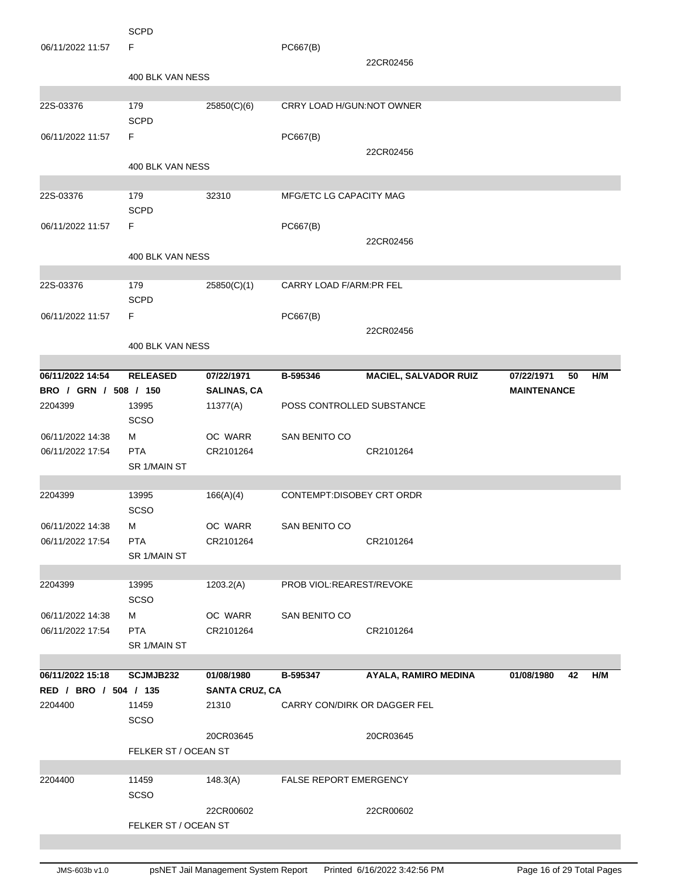| | | | | | | |
|---|---|---|---|---|---|---|
| | SCPD | | | | | |
| 06/11/2022 11:57 | F | | PC667(B) | | | |
| | | | | 22CR02456 | | |
| | 400 BLK VAN NESS | | | | | |
| 22S-03376 | 179 | 25850(C)(6) | CRRY LOAD H/GUN:NOT OWNER | | | |
| | SCPD | | | | | |
| 06/11/2022 11:57 | F | | PC667(B) | | | |
| | | | | 22CR02456 | | |
| | 400 BLK VAN NESS | | | | | |
| 22S-03376 | 179 | 32310 | MFG/ETC LG CAPACITY MAG | | | |
| | SCPD | | | | | |
| 06/11/2022 11:57 | F | | PC667(B) | | | |
| | | | | 22CR02456 | | |
| | 400 BLK VAN NESS | | | | | |
| 22S-03376 | 179 | 25850(C)(1) | CARRY LOAD F/ARM:PR FEL | | | |
| | SCPD | | | | | |
| 06/11/2022 11:57 | F | | PC667(B) | | | |
| | | | | 22CR02456 | | |
| | 400 BLK VAN NESS | | | | | |

| | | | | | | |
|---|---|---|---|---|---|---|
| **06/11/2022 14:54** | **RELEASED** | **07/22/1971** | **B-595346** | **MACIEL, SALVADOR RUIZ** | **07/22/1971** | **50 H/M** |
| **BRO / GRN / 508 / 150** | | **SALINAS, CA** | | | **MAINTENANCE** | |
| 2204399 | 13995 | 11377(A) | POSS CONTROLLED SUBSTANCE | | | |
| | SCSO | | | | | |
| 06/11/2022 14:38 | M | OC WARR | SAN BENITO CO | | | |
| 06/11/2022 17:54 | PTA | CR2101264 | | CR2101264 | | |
| | SR 1/MAIN ST | | | | | |
| 2204399 | 13995 | 166(A)(4) | CONTEMPT:DISOBEY CRT ORDR | | | |
| | SCSO | | | | | |
| 06/11/2022 14:38 | M | OC WARR | SAN BENITO CO | | | |
| 06/11/2022 17:54 | PTA | CR2101264 | | CR2101264 | | |
| | SR 1/MAIN ST | | | | | |
| 2204399 | 13995 | 1203.2(A) | PROB VIOL:REAREST/REVOKE | | | |
| | SCSO | | | | | |
| 06/11/2022 14:38 | M | OC WARR | SAN BENITO CO | | | |
| 06/11/2022 17:54 | PTA | CR2101264 | | CR2101264 | | |
| | SR 1/MAIN ST | | | | | |

| | | | | | | |
|---|---|---|---|---|---|---|
| **06/11/2022 15:18** | **SCJMJB232** | **01/08/1980** | **B-595347** | **AYALA, RAMIRO MEDINA** | **01/08/1980** | **42 H/M** |
| **RED / BRO / 504 / 135** | | **SANTA CRUZ, CA** | | | | |
| 2204400 | 11459 | 21310 | CARRY CON/DIRK OR DAGGER FEL | | | |
| | SCSO | | | | | |
| | | 20CR03645 | | 20CR03645 | | |
| | FELKER ST / OCEAN ST | | | | | |
| 2204400 | 11459 | 148.3(A) | FALSE REPORT EMERGENCY | | | |
| | SCSO | | | | | |
| | | 22CR00602 | | 22CR00602 | | |
| | FELKER ST / OCEAN ST | | | | | |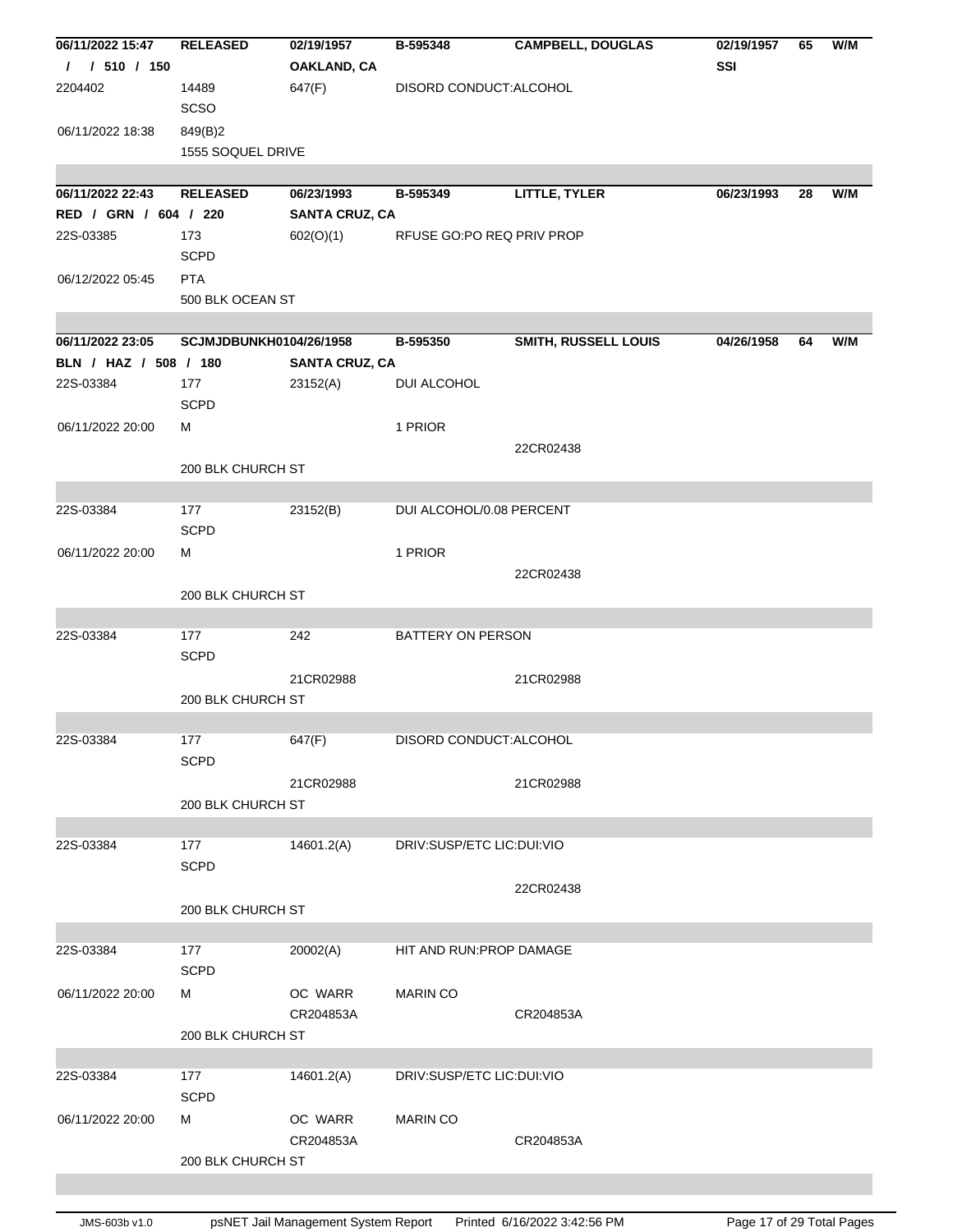| | | | | | | | |
|---|---|---|---|---|---|---|---|
| **06/11/2022 15:47** | **RELEASED** | **02/19/1957** | **B-595348** | **CAMPBELL, DOUGLAS** | **02/19/1957** | **65** | **W/M** |
| **/ / 510 / 150** | | **OAKLAND, CA** | | | **SSI** | | |
| 2204402 | 14489 SCSO | 647(F) | DISORD CONDUCT:ALCOHOL | | | | |
| 06/11/2022 18:38 | 849(B)2 | | | | | | |
| | 1555 SOQUEL DRIVE | | | | | | |

| | | | | | | | |
|---|---|---|---|---|---|---|---|
| **06/11/2022 22:43** | **RELEASED** | **06/23/1993** | **B-595349** | **LITTLE, TYLER** | **06/23/1993** | **28** | **W/M** |
| **RED / GRN / 604 / 220** | | **SANTA CRUZ, CA** | | | | | |
| 22S-03385 | 173 SCPD | 602(O)(1) | RFUSE GO:PO REQ PRIV PROP | | | | |
| 06/12/2022 05:45 | PTA | | | | | | |
| | 500 BLK OCEAN ST | | | | | | |

| | | | | | | | |
|---|---|---|---|---|---|---|---|
| **06/11/2022 23:05** | **SCJMJDBUNKH0104/26/1958** | | **B-595350** | **SMITH, RUSSELL LOUIS** | **04/26/1958** | **64** | **W/M** |
| **BLN / HAZ / 508 / 180** | | **SANTA CRUZ, CA** | | | | | |
| 22S-03384 | 177 SCPD | 23152(A) | DUI ALCOHOL | | | | |
| 06/11/2022 20:00 | M | | 1 PRIOR | | | | |
| | | | | 22CR02438 | | | |
| | 200 BLK CHURCH ST | | | | | | |
| 22S-03384 | 177 SCPD | 23152(B) | DUI ALCOHOL/0.08 PERCENT | | | | |
| 06/11/2022 20:00 | M | | 1 PRIOR | | | | |
| | | | | 22CR02438 | | | |
| | 200 BLK CHURCH ST | | | | | | |
| 22S-03384 | 177 SCPD | 242 | BATTERY ON PERSON | | | | |
| | | 21CR02988 | | 21CR02988 | | | |
| | 200 BLK CHURCH ST | | | | | | |
| 22S-03384 | 177 SCPD | 647(F) | DISORD CONDUCT:ALCOHOL | | | | |
| | | 21CR02988 | | 21CR02988 | | | |
| | 200 BLK CHURCH ST | | | | | | |
| 22S-03384 | 177 SCPD | 14601.2(A) | DRIV:SUSP/ETC LIC:DUI:VIO | | | | |
| | | | | 22CR02438 | | | |
| | 200 BLK CHURCH ST | | | | | | |
| 22S-03384 | 177 SCPD | 20002(A) | HIT AND RUN:PROP DAMAGE | | | | |
| 06/11/2022 20:00 | M | OC WARR CR204853A | MARIN CO | CR204853A | | | |
| | 200 BLK CHURCH ST | | | | | | |
| 22S-03384 | 177 SCPD | 14601.2(A) | DRIV:SUSP/ETC LIC:DUI:VIO | | | | |
| 06/11/2022 20:00 | M | OC WARR CR204853A | MARIN CO | CR204853A | | | |
| | 200 BLK CHURCH ST | | | | | | |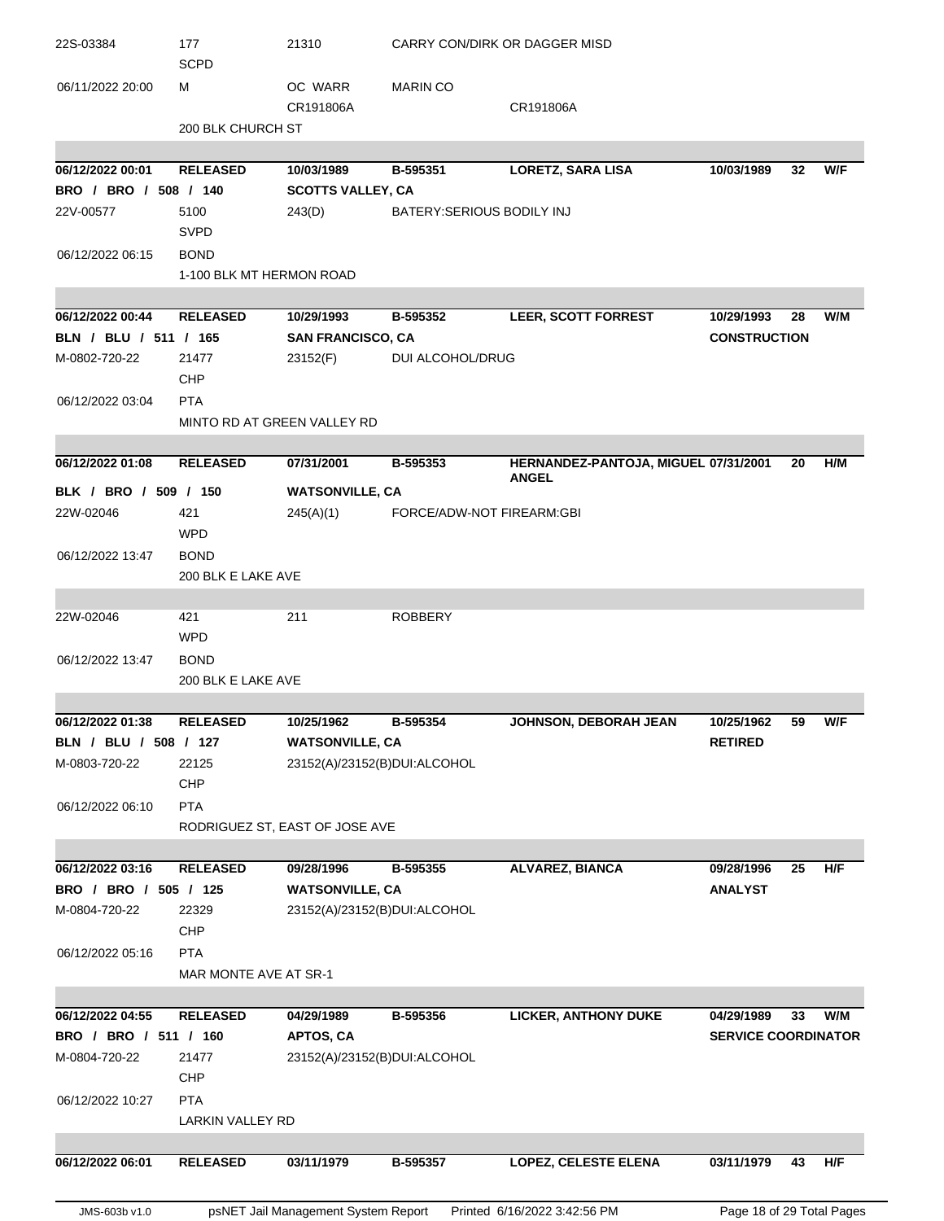| | | | | | | | |
|---|---|---|---|---|---|---|---|
| 22S-03384 | 177 SCPD | 21310 | CARRY CON/DIRK OR DAGGER MISD | | | | |
| 06/11/2022 20:00 | M | OC WARR CR191806A | MARIN CO | CR191806A | | | |
| | 200 BLK CHURCH ST | | | | | | |

| | | | | | | | |
|---|---|---|---|---|---|---|---|
| **06/12/2022 00:01** | **RELEASED** | **10/03/1989** | **B-595351** | **LORETZ, SARA LISA** | **10/03/1989** | **32** | **W/F** |
| **BRO / BRO / 508 / 140** | | **SCOTTS VALLEY, CA** | | | | | |
| 22V-00577 | 5100 SVPD | 243(D) | BATERY:SERIOUS BODILY INJ | | | | |
| 06/12/2022 06:15 | BOND | | | | | | |
| | 1-100 BLK MT HERMON ROAD | | | | | | |

| | | | | | | | |
|---|---|---|---|---|---|---|---|
| **06/12/2022 00:44** | **RELEASED** | **10/29/1993** | **B-595352** | **LEER, SCOTT FORREST** | **10/29/1993** | **28** | **W/M** |
| **BLN / BLU / 511 / 165** | | **SAN FRANCISCO, CA** | | | **CONSTRUCTION** | | |
| M-0802-720-22 | 21477 CHP | 23152(F) | DUI ALCOHOL/DRUG | | | | |
| 06/12/2022 03:04 | PTA | | | | | | |
| | MINTO RD AT GREEN VALLEY RD | | | | | | |

| | | | | | | | |
|---|---|---|---|---|---|---|---|
| **06/12/2022 01:08** | **RELEASED** | **07/31/2001** | **B-595353** | **HERNANDEZ-PANTOJA, MIGUEL ANGEL** | **07/31/2001** | **20** | **H/M** |
| **BLK / BRO / 509 / 150** | | **WATSONVILLE, CA** | | | | | |
| 22W-02046 | 421 WPD | 245(A)(1) | FORCE/ADW-NOT FIREARM:GBI | | | | |
| 06/12/2022 13:47 | BOND | | | | | | |
| | 200 BLK E LAKE AVE | | | | | | |
| 22W-02046 | 421 WPD | 211 | ROBBERY | | | | |
| 06/12/2022 13:47 | BOND | | | | | | |
| | 200 BLK E LAKE AVE | | | | | | |

| | | | | | | | |
|---|---|---|---|---|---|---|---|
| **06/12/2022 01:38** | **RELEASED** | **10/25/1962** | **B-595354** | **JOHNSON, DEBORAH JEAN** | **10/25/1962** | **59** | **W/F** |
| **BLN / BLU / 508 / 127** | | **WATSONVILLE, CA** | | | **RETIRED** | | |
| M-0803-720-22 | 22125 CHP | 23152(A)/23152(B)DUI:ALCOHOL | | | | | |
| 06/12/2022 06:10 | PTA | | | | | | |
| | RODRIGUEZ ST, EAST OF JOSE AVE | | | | | | |

| | | | | | | | |
|---|---|---|---|---|---|---|---|
| **06/12/2022 03:16** | **RELEASED** | **09/28/1996** | **B-595355** | **ALVAREZ, BIANCA** | **09/28/1996** | **25** | **H/F** |
| **BRO / BRO / 505 / 125** | | **WATSONVILLE, CA** | | | **ANALYST** | | |
| M-0804-720-22 | 22329 CHP | 23152(A)/23152(B)DUI:ALCOHOL | | | | | |
| 06/12/2022 05:16 | PTA | | | | | | |
| | MAR MONTE AVE AT SR-1 | | | | | | |

| | | | | | | | |
|---|---|---|---|---|---|---|---|
| **06/12/2022 04:55** | **RELEASED** | **04/29/1989** | **B-595356** | **LICKER, ANTHONY DUKE** | **04/29/1989** | **33** | **W/M** |
| **BRO / BRO / 511 / 160** | | **APTOS, CA** | | | **SERVICE COORDINATOR** | | |
| M-0804-720-22 | 21477 CHP | 23152(A)/23152(B)DUI:ALCOHOL | | | | | |
| 06/12/2022 10:27 | PTA | | | | | | |
| | LARKIN VALLEY RD | | | | | | |

| | | | | | | | |
|---|---|---|---|---|---|---|---|
| **06/12/2022 06:01** | **RELEASED** | **03/11/1979** | **B-595357** | **LOPEZ, CELESTE ELENA** | **03/11/1979** | **43** | **H/F** |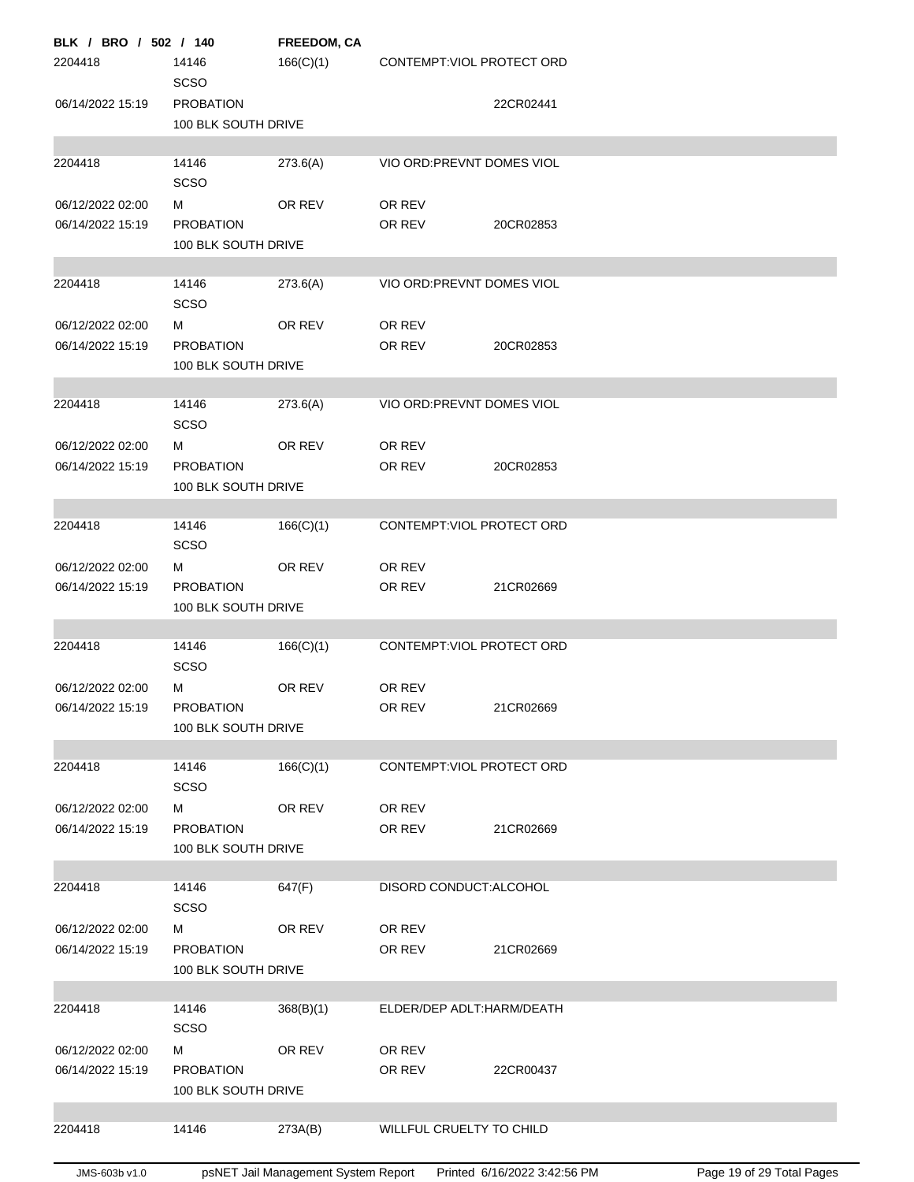**BLK / BRO / 502 / 140** **FREEDOM, CA**

| | | | | |
|---|---|---|---|---|
| 2204418 | 14146 | 166(C)(1) | CONTEMPT:VIOL PROTECT ORD | |
| | SCSO | | | |
| 06/14/2022 15:19 | PROBATION | | | 22CR02441 |
| | 100 BLK SOUTH DRIVE | | | |
| | | | | |
| 2204418 | 14146 | 273.6(A) | VIO ORD:PREVNT DOMES VIOL | |
| | SCSO | | | |
| 06/12/2022 02:00 | M | OR REV | OR REV | |
| 06/14/2022 15:19 | PROBATION | | OR REV | 20CR02853 |
| | 100 BLK SOUTH DRIVE | | | |
| | | | | |
| 2204418 | 14146 | 273.6(A) | VIO ORD:PREVNT DOMES VIOL | |
| | SCSO | | | |
| 06/12/2022 02:00 | M | OR REV | OR REV | |
| 06/14/2022 15:19 | PROBATION | | OR REV | 20CR02853 |
| | 100 BLK SOUTH DRIVE | | | |
| | | | | |
| 2204418 | 14146 | 273.6(A) | VIO ORD:PREVNT DOMES VIOL | |
| | SCSO | | | |
| 06/12/2022 02:00 | M | OR REV | OR REV | |
| 06/14/2022 15:19 | PROBATION | | OR REV | 20CR02853 |
| | 100 BLK SOUTH DRIVE | | | |
| | | | | |
| 2204418 | 14146 | 166(C)(1) | CONTEMPT:VIOL PROTECT ORD | |
| | SCSO | | | |
| 06/12/2022 02:00 | M | OR REV | OR REV | |
| 06/14/2022 15:19 | PROBATION | | OR REV | 21CR02669 |
| | 100 BLK SOUTH DRIVE | | | |
| | | | | |
| 2204418 | 14146 | 166(C)(1) | CONTEMPT:VIOL PROTECT ORD | |
| | SCSO | | | |
| 06/12/2022 02:00 | M | OR REV | OR REV | |
| 06/14/2022 15:19 | PROBATION | | OR REV | 21CR02669 |
| | 100 BLK SOUTH DRIVE | | | |
| | | | | |
| 2204418 | 14146 | 166(C)(1) | CONTEMPT:VIOL PROTECT ORD | |
| | SCSO | | | |
| 06/12/2022 02:00 | M | OR REV | OR REV | |
| 06/14/2022 15:19 | PROBATION | | OR REV | 21CR02669 |
| | 100 BLK SOUTH DRIVE | | | |
| | | | | |
| 2204418 | 14146 | 647(F) | DISORD CONDUCT:ALCOHOL | |
| | SCSO | | | |
| 06/12/2022 02:00 | M | OR REV | OR REV | |
| 06/14/2022 15:19 | PROBATION | | OR REV | 21CR02669 |
| | 100 BLK SOUTH DRIVE | | | |
| | | | | |
| 2204418 | 14146 | 368(B)(1) | ELDER/DEP ADLT:HARM/DEATH | |
| | SCSO | | | |
| 06/12/2022 02:00 | M | OR REV | OR REV | |
| 06/14/2022 15:19 | PROBATION | | OR REV | 22CR00437 |
| | 100 BLK SOUTH DRIVE | | | |
| | | | | |
| 2204418 | 14146 | 273A(B) | WILLFUL CRUELTY TO CHILD | |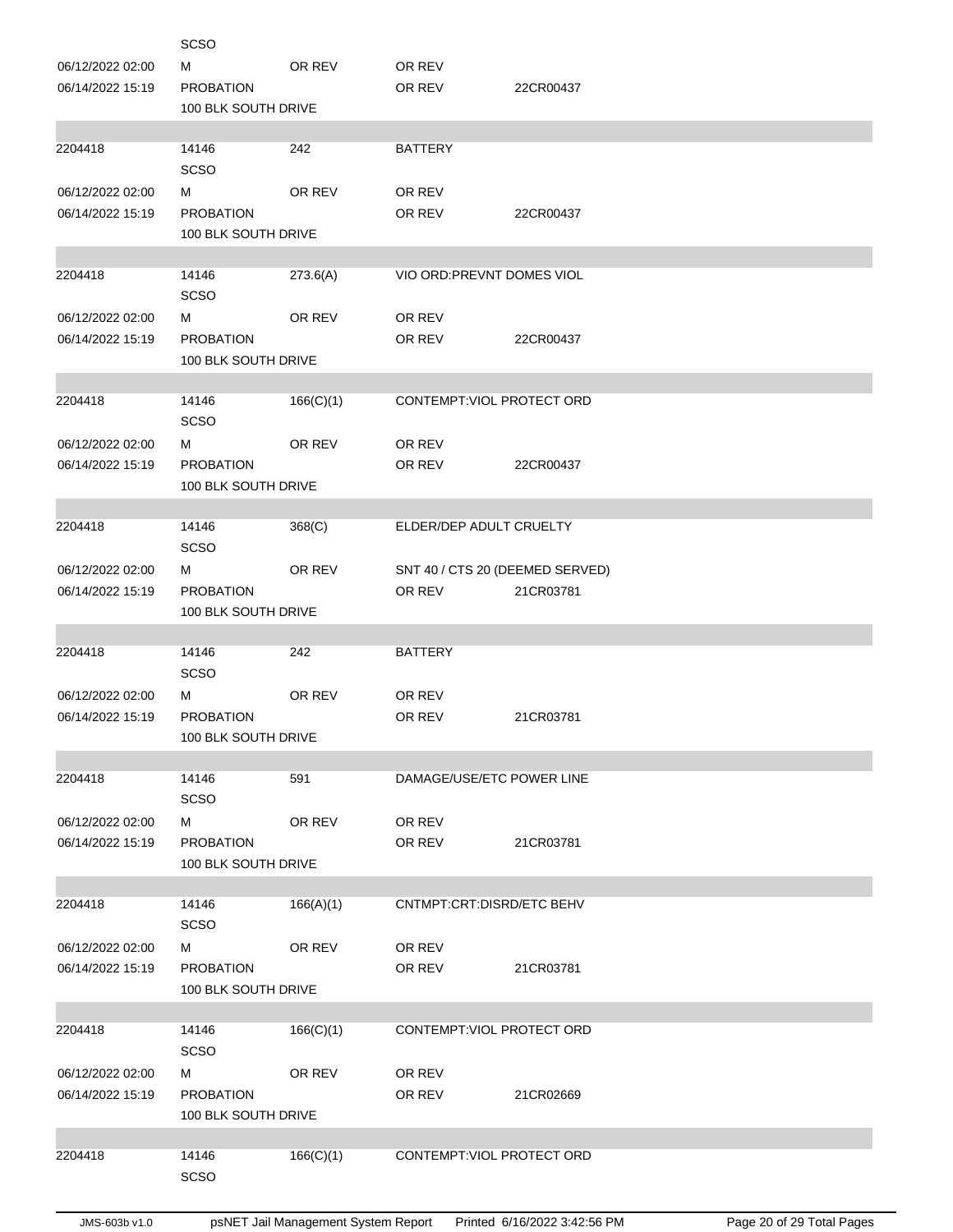| | | | | |
|---|---|---|---|---|
| | SCSO | | | |
| 06/12/2022 02:00 | M | OR REV | OR REV | |
| 06/14/2022 15:19 | PROBATION | | OR REV | 22CR00437 |
| | 100 BLK SOUTH DRIVE | | | |
| 2204418 | 14146 | 242 | BATTERY | |
| | SCSO | | | |
| 06/12/2022 02:00 | M | OR REV | OR REV | |
| 06/14/2022 15:19 | PROBATION | | OR REV | 22CR00437 |
| | 100 BLK SOUTH DRIVE | | | |
| 2204418 | 14146 | 273.6(A) | VIO ORD:PREVNT DOMES VIOL | |
| | SCSO | | | |
| 06/12/2022 02:00 | M | OR REV | OR REV | |
| 06/14/2022 15:19 | PROBATION | | OR REV | 22CR00437 |
| | 100 BLK SOUTH DRIVE | | | |
| 2204418 | 14146 | 166(C)(1) | CONTEMPT:VIOL PROTECT ORD | |
| | SCSO | | | |
| 06/12/2022 02:00 | M | OR REV | OR REV | |
| 06/14/2022 15:19 | PROBATION | | OR REV | 22CR00437 |
| | 100 BLK SOUTH DRIVE | | | |
| 2204418 | 14146 | 368(C) | ELDER/DEP ADULT CRUELTY | |
| | SCSO | | | |
| 06/12/2022 02:00 | M | OR REV | SNT 40 / CTS 20 (DEEMED SERVED) | |
| 06/14/2022 15:19 | PROBATION | | OR REV | 21CR03781 |
| | 100 BLK SOUTH DRIVE | | | |
| 2204418 | 14146 | 242 | BATTERY | |
| | SCSO | | | |
| 06/12/2022 02:00 | M | OR REV | OR REV | |
| 06/14/2022 15:19 | PROBATION | | OR REV | 21CR03781 |
| | 100 BLK SOUTH DRIVE | | | |
| 2204418 | 14146 | 591 | DAMAGE/USE/ETC POWER LINE | |
| | SCSO | | | |
| 06/12/2022 02:00 | M | OR REV | OR REV | |
| 06/14/2022 15:19 | PROBATION | | OR REV | 21CR03781 |
| | 100 BLK SOUTH DRIVE | | | |
| 2204418 | 14146 | 166(A)(1) | CNTMPT:CRT:DISRD/ETC BEHV | |
| | SCSO | | | |
| 06/12/2022 02:00 | M | OR REV | OR REV | |
| 06/14/2022 15:19 | PROBATION | | OR REV | 21CR03781 |
| | 100 BLK SOUTH DRIVE | | | |
| 2204418 | 14146 | 166(C)(1) | CONTEMPT:VIOL PROTECT ORD | |
| | SCSO | | | |
| 06/12/2022 02:00 | M | OR REV | OR REV | |
| 06/14/2022 15:19 | PROBATION | | OR REV | 21CR02669 |
| | 100 BLK SOUTH DRIVE | | | |
| 2204418 | 14146 | 166(C)(1) | CONTEMPT:VIOL PROTECT ORD | |
| | SCSO | | | |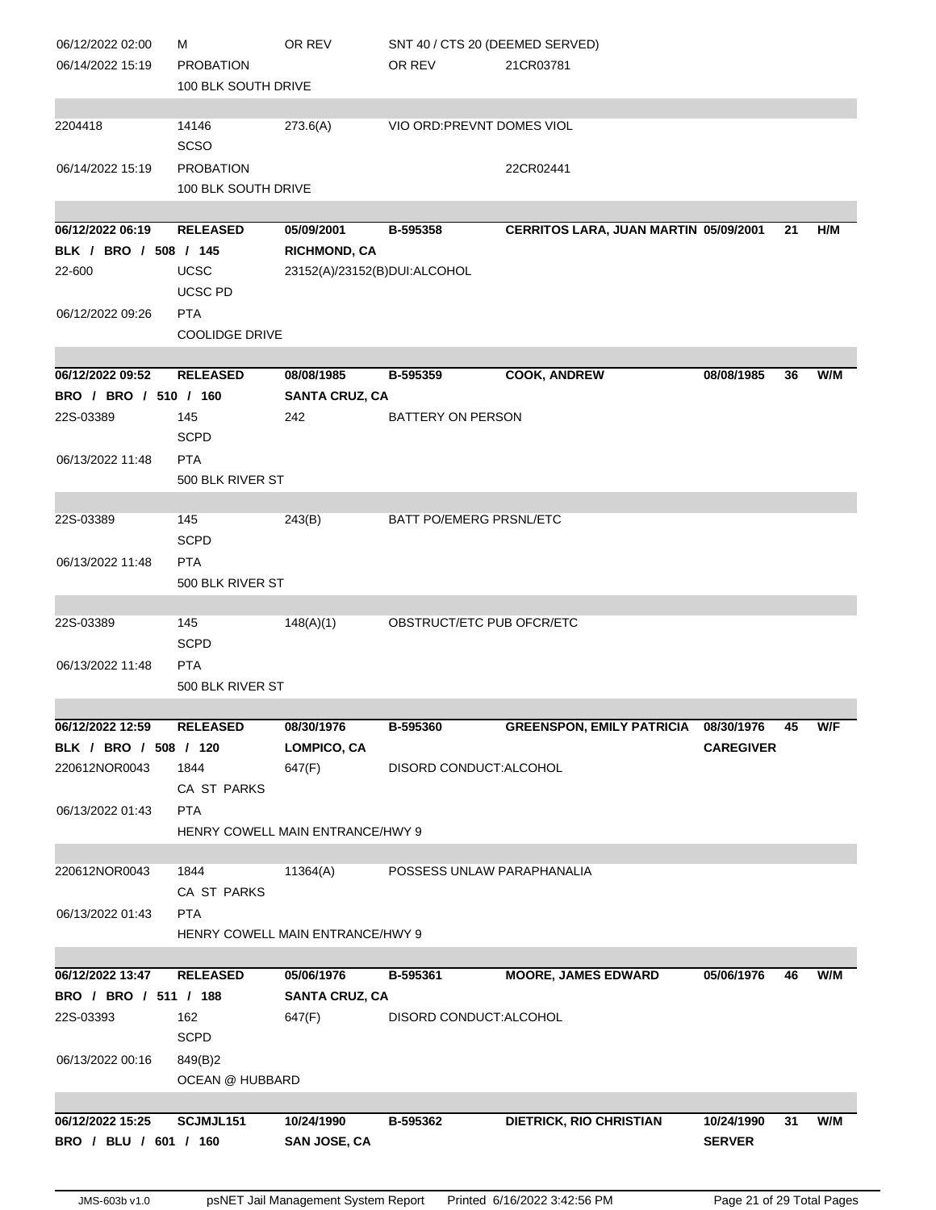| | | | | | | | |
|---|---|---|---|---|---|---|---|
| 06/12/2022 02:00 | M | OR REV | SNT 40 / CTS 20 (DEEMED SERVED) | | | | |
| 06/14/2022 15:19 | PROBATION | | OR REV | 21CR03781 | | | |
| | 100 BLK SOUTH DRIVE | | | | | | |
| 2204418 | 14146 | 273.6(A) | VIO ORD:PREVNT DOMES VIOL | | | | |
| | SCSO | | | | | | |
| 06/14/2022 15:19 | PROBATION | | | 22CR02441 | | | |
| | 100 BLK SOUTH DRIVE | | | | | | |

| | | | | | | | |
|---|---|---|---|---|---|---|---|
| **06/12/2022 06:19** | **RELEASED** | **05/09/2001** | **B-595358** | **CERRITOS LARA, JUAN MARTIN** | **05/09/2001** | **21** | **H/M** |
| **BLK / BRO / 508 / 145** | | **RICHMOND, CA** | | | | | |
| 22-600 | UCSC | 23152(A)/23152(B)DUI:ALCOHOL | | | | | |
| | UCSC PD | | | | | | |
| 06/12/2022 09:26 | PTA | | | | | | |
| | COOLIDGE DRIVE | | | | | | |

| | | | | | | | |
|---|---|---|---|---|---|---|---|
| **06/12/2022 09:52** | **RELEASED** | **08/08/1985** | **B-595359** | **COOK, ANDREW** | **08/08/1985** | **36** | **W/M** |
| **BRO / BRO / 510 / 160** | | **SANTA CRUZ, CA** | | | | | |
| 22S-03389 | 145 | 242 | BATTERY ON PERSON | | | | |
| | SCPD | | | | | | |
| 06/13/2022 11:48 | PTA | | | | | | |
| | 500 BLK RIVER ST | | | | | | |
| 22S-03389 | 145 | 243(B) | BATT PO/EMERG PRSNL/ETC | | | | |
| | SCPD | | | | | | |
| 06/13/2022 11:48 | PTA | | | | | | |
| | 500 BLK RIVER ST | | | | | | |
| 22S-03389 | 145 | 148(A)(1) | OBSTRUCT/ETC PUB OFCR/ETC | | | | |
| | SCPD | | | | | | |
| 06/13/2022 11:48 | PTA | | | | | | |
| | 500 BLK RIVER ST | | | | | | |

| | | | | | | | |
|---|---|---|---|---|---|---|---|
| **06/12/2022 12:59** | **RELEASED** | **08/30/1976** | **B-595360** | **GREENSPON, EMILY PATRICIA** | **08/30/1976** | **45** | **W/F** |
| **BLK / BRO / 508 / 120** | | **LOMPICO, CA** | | | **CAREGIVER** | | |
| 220612NOR0043 | 1844 | 647(F) | DISORD CONDUCT:ALCOHOL | | | | |
| | CA ST PARKS | | | | | | |
| 06/13/2022 01:43 | PTA | | | | | | |
| | HENRY COWELL MAIN ENTRANCE/HWY 9 | | | | | | |
| 220612NOR0043 | 1844 | 11364(A) | POSSESS UNLAW PARAPHANALIA | | | | |
| | CA ST PARKS | | | | | | |
| 06/13/2022 01:43 | PTA | | | | | | |
| | HENRY COWELL MAIN ENTRANCE/HWY 9 | | | | | | |

| | | | | | | | |
|---|---|---|---|---|---|---|---|
| **06/12/2022 13:47** | **RELEASED** | **05/06/1976** | **B-595361** | **MOORE, JAMES EDWARD** | **05/06/1976** | **46** | **W/M** |
| **BRO / BRO / 511 / 188** | | **SANTA CRUZ, CA** | | | | | |
| 22S-03393 | 162 | 647(F) | DISORD CONDUCT:ALCOHOL | | | | |
| | SCPD | | | | | | |
| 06/13/2022 00:16 | 849(B)2 | | | | | | |
| | OCEAN @ HUBBARD | | | | | | |

| | | | | | | | |
|---|---|---|---|---|---|---|---|
| **06/12/2022 15:25** | **SCJMJL151** | **10/24/1990** | **B-595362** | **DIETRICK, RIO CHRISTIAN** | **10/24/1990** | **31** | **W/M** |
| **BRO / BLU / 601 / 160** | | **SAN JOSE, CA** | | | **SERVER** | | |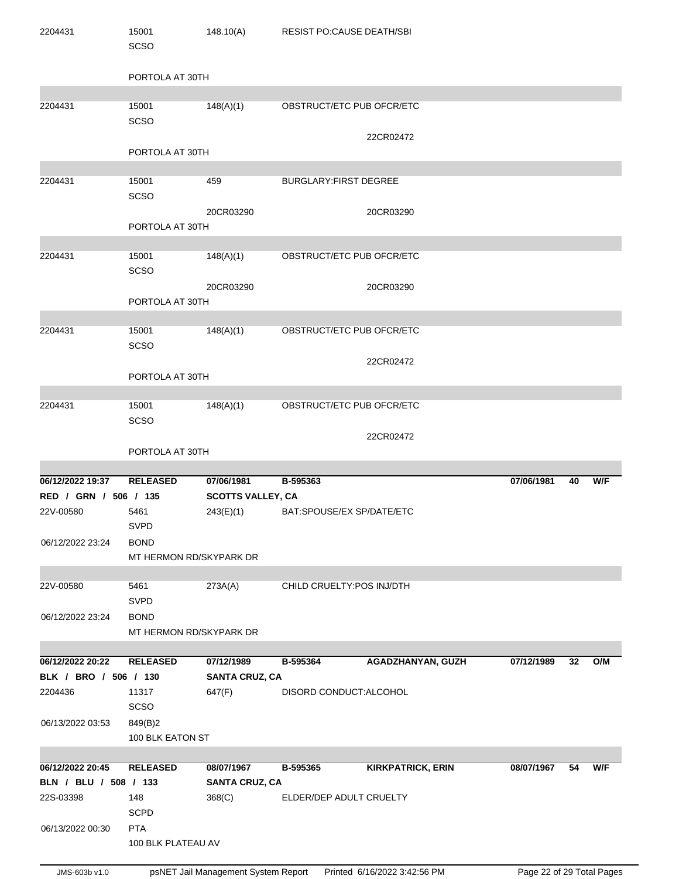| | | | | | | | |
|---|---|---|---|---|---|---|---|
| 2204431 | 15001<br>SCSO | 148.10(A) | RESIST PO:CAUSE DEATH/SBI | | | | |
| | PORTOLA AT 30TH | | | | | | |
| 2204431 | 15001<br>SCSO | 148(A)(1) | OBSTRUCT/ETC PUB OFCR/ETC | 22CR02472 | | | |
| | PORTOLA AT 30TH | | | | | | |
| 2204431 | 15001<br>SCSO | 459<br>20CR03290 | BURGLARY:FIRST DEGREE | 20CR03290 | | | |
| | PORTOLA AT 30TH | | | | | | |
| 2204431 | 15001<br>SCSO | 148(A)(1)<br>20CR03290 | OBSTRUCT/ETC PUB OFCR/ETC | 20CR03290 | | | |
| | PORTOLA AT 30TH | | | | | | |
| 2204431 | 15001<br>SCSO | 148(A)(1) | OBSTRUCT/ETC PUB OFCR/ETC | 22CR02472 | | | |
| | PORTOLA AT 30TH | | | | | | |
| 2204431 | 15001<br>SCSO | 148(A)(1) | OBSTRUCT/ETC PUB OFCR/ETC | 22CR02472 | | | |
| | PORTOLA AT 30TH | | | | | | |
| **06/12/2022 19:37** | **RELEASED** | **07/06/1981** | **B-595363** | | **07/06/1981** | **40** | **W/F** |
| **RED / GRN / 506 / 135** | | **SCOTTS VALLEY, CA** | | | | | |
| 22V-00580 | 5461<br>SVPD | 243(E)(1) | BAT:SPOUSE/EX SP/DATE/ETC | | | | |
| 06/12/2022 23:24 | BOND<br>MT HERMON RD/SKYPARK DR | | | | | | |
| 22V-00580 | 5461<br>SVPD | 273A(A) | CHILD CRUELTY:POS INJ/DTH | | | | |
| 06/12/2022 23:24 | BOND<br>MT HERMON RD/SKYPARK DR | | | | | | |
| **06/12/2022 20:22** | **RELEASED** | **07/12/1989** | **B-595364** | **AGADZHANYAN, GUZH** | **07/12/1989** | **32** | **O/M** |
| **BLK / BRO / 506 / 130** | | **SANTA CRUZ, CA** | | | | | |
| 2204436 | 11317<br>SCSO | 647(F) | DISORD CONDUCT:ALCOHOL | | | | |
| 06/13/2022 03:53 | 849(B)2<br>100 BLK EATON ST | | | | | | |
| **06/12/2022 20:45** | **RELEASED** | **08/07/1967** | **B-595365** | **KIRKPATRICK, ERIN** | **08/07/1967** | **54** | **W/F** |
| **BLN / BLU / 508 / 133** | | **SANTA CRUZ, CA** | | | | | |
| 22S-03398 | 148<br>SCPD | 368(C) | ELDER/DEP ADULT CRUELTY | | | | |
| 06/13/2022 00:30 | PTA<br>100 BLK PLATEAU AV | | | | | | |

JMS-603b v1.0 psNET Jail Management System Report Printed 6/16/2022 3:42:56 PM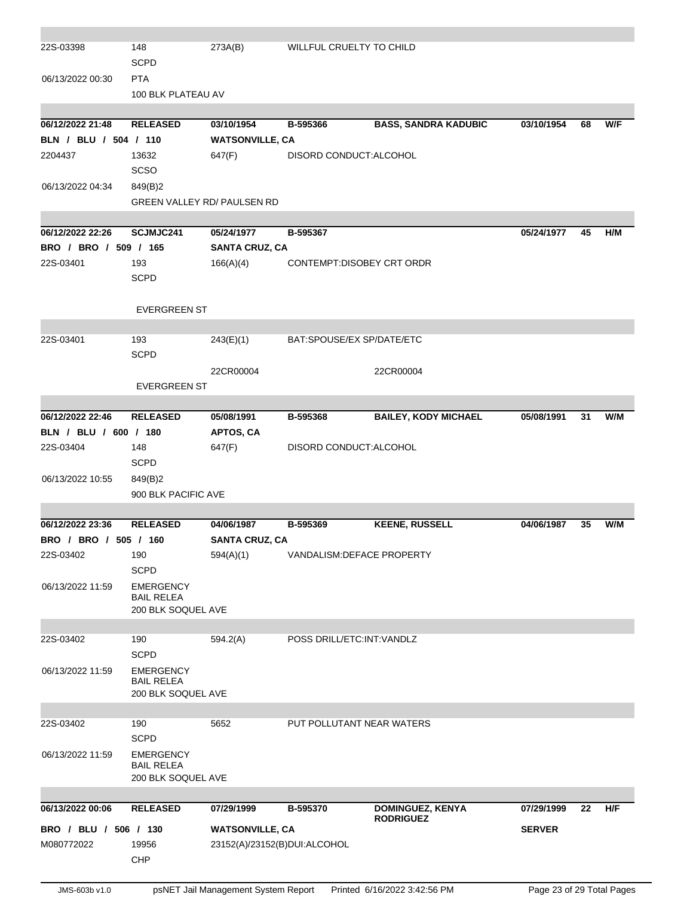| | | | | | | | |
|---|---|---|---|---|---|---|---|
| 22S-03398 | 148<br>SCPD | 273A(B) | WILLFUL CRUELTY TO CHILD | | | | |
| 06/13/2022 00:30 | PTA<br>100 BLK PLATEAU AV | | | | | | |

| | | | | | | | |
|---|---|---|---|---|---|---|---|
| **06/12/2022 21:48** | **RELEASED** | **03/10/1954** | **B-595366** | **BASS, SANDRA KADUBIC** | **03/10/1954** | **68** | **W/F** |
| **BLN / BLU / 504 / 110** | | **WATSONVILLE, CA** | | | | | |
| 2204437 | 13632<br>SCSO | 647(F) | DISORD CONDUCT:ALCOHOL | | | | |
| 06/13/2022 04:34 | 849(B)2<br>GREEN VALLEY RD/ PAULSEN RD | | | | | | |

| | | | | | | | |
|---|---|---|---|---|---|---|---|
| **06/12/2022 22:26** | **SCJMJC241** | **05/24/1977** | **B-595367** | | **05/24/1977** | **45** | **H/M** |
| **BRO / BRO / 509 / 165** | | **SANTA CRUZ, CA** | | | | | |
| 22S-03401 | 193<br>SCPD | 166(A)(4) | CONTEMPT:DISOBEY CRT ORDR | | | | |
| | EVERGREEN ST | | | | | | |
| 22S-03401 | 193<br>SCPD | 243(E)(1) | BAT:SPOUSE/EX SP/DATE/ETC | | | | |
| | | 22CR00004 | | 22CR00004 | | | |
| | EVERGREEN ST | | | | | | |

| | | | | | | | |
|---|---|---|---|---|---|---|---|
| **06/12/2022 22:46** | **RELEASED** | **05/08/1991** | **B-595368** | **BAILEY, KODY MICHAEL** | **05/08/1991** | **31** | **W/M** |
| **BLN / BLU / 600 / 180** | | **APTOS, CA** | | | | | |
| 22S-03404 | 148<br>SCPD | 647(F) | DISORD CONDUCT:ALCOHOL | | | | |
| 06/13/2022 10:55 | 849(B)2<br>900 BLK PACIFIC AVE | | | | | | |

| | | | | | | | |
|---|---|---|---|---|---|---|---|
| **06/12/2022 23:36** | **RELEASED** | **04/06/1987** | **B-595369** | **KEENE, RUSSELL** | **04/06/1987** | **35** | **W/M** |
| **BRO / BRO / 505 / 160** | | **SANTA CRUZ, CA** | | | | | |
| 22S-03402 | 190<br>SCPD | 594(A)(1) | VANDALISM:DEFACE PROPERTY | | | | |
| 06/13/2022 11:59 | EMERGENCY BAIL RELEA<br>200 BLK SOQUEL AVE | | | | | | |
| 22S-03402 | 190<br>SCPD | 594.2(A) | POSS DRILL/ETC:INT:VANDLZ | | | | |
| 06/13/2022 11:59 | EMERGENCY BAIL RELEA<br>200 BLK SOQUEL AVE | | | | | | |
| 22S-03402 | 190<br>SCPD | 5652 | PUT POLLUTANT NEAR WATERS | | | | |
| 06/13/2022 11:59 | EMERGENCY BAIL RELEA<br>200 BLK SOQUEL AVE | | | | | | |

| | | | | | | | |
|---|---|---|---|---|---|---|---|
| **06/13/2022 00:06** | **RELEASED** | **07/29/1999** | **B-595370** | **DOMINGUEZ, KENYA RODRIGUEZ** | **07/29/1999** | **22** | **H/F** |
| **BRO / BLU / 506 / 130** | | **WATSONVILLE, CA** | | | **SERVER** | | |
| M080772022 | 19956<br>CHP | 23152(A)/23152(B)DUI:ALCOHOL | | | | | |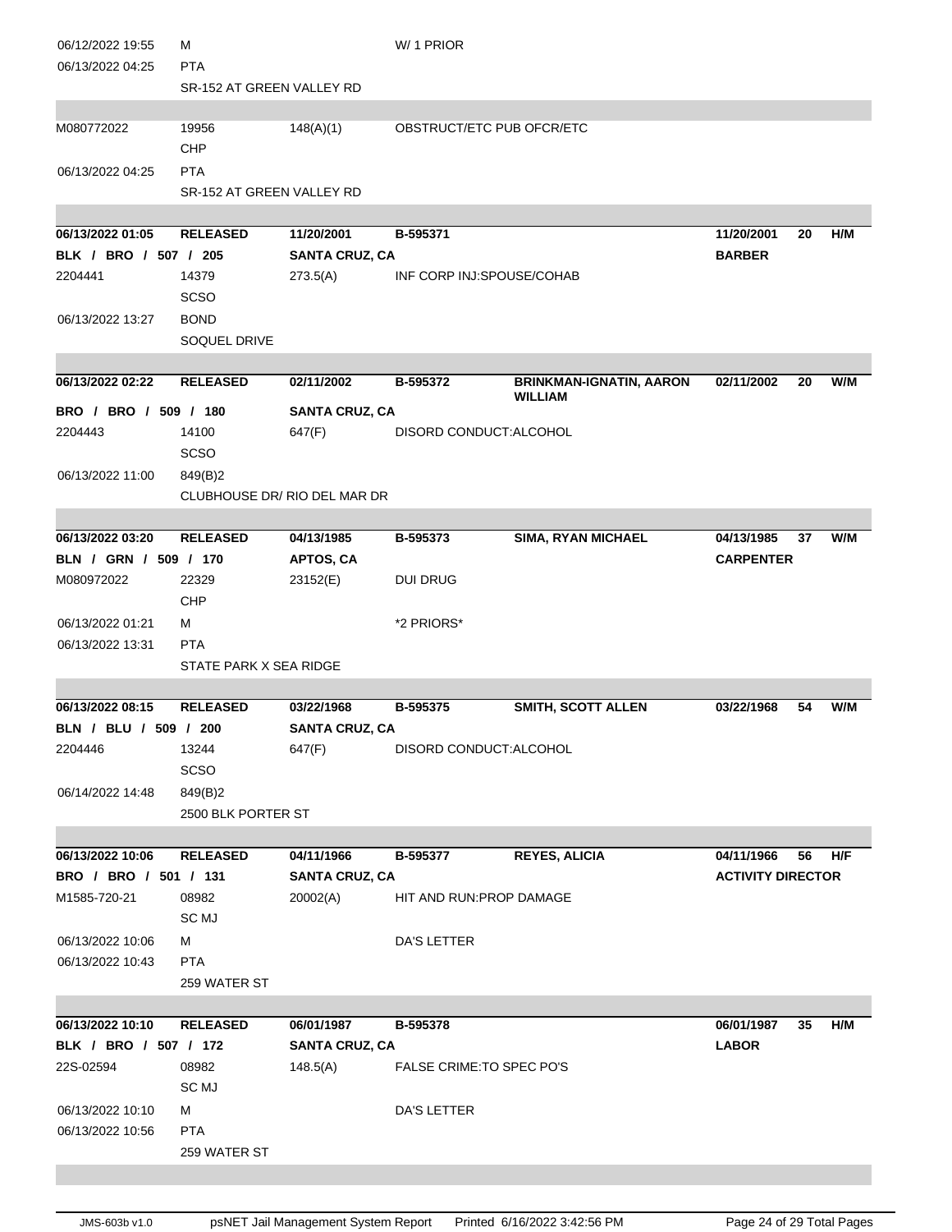| | | | | | | | |
|---|---|---|---|---|---|---|---|
| 06/12/2022 19:55 | M | | W/ 1 PRIOR | | | | |
| 06/13/2022 04:25 | PTA | | | | | | |
| | SR-152 AT GREEN VALLEY RD | | | | | | |
| M080772022 | 19956 | 148(A)(1) | OBSTRUCT/ETC PUB OFCR/ETC | | | | |
| | CHP | | | | | | |
| 06/13/2022 04:25 | PTA | | | | | | |
| | SR-152 AT GREEN VALLEY RD | | | | | | |
| **06/13/2022 01:05** | **RELEASED** | **11/20/2001** | **B-595371** | | **11/20/2001** | **20** | **H/M** |
| **BLK / BRO / 507 / 205** | | **SANTA CRUZ, CA** | | | **BARBER** | | |
| 2204441 | 14379 | 273.5(A) | INF CORP INJ:SPOUSE/COHAB | | | | |
| | SCSO | | | | | | |
| 06/13/2022 13:27 | BOND | | | | | | |
| | SOQUEL DRIVE | | | | | | |
| **06/13/2022 02:22** | **RELEASED** | **02/11/2002** | **B-595372** | **BRINKMAN-IGNATIN, AARON WILLIAM** | **02/11/2002** | **20** | **W/M** |
| **BRO / BRO / 509 / 180** | | **SANTA CRUZ, CA** | | | | | |
| 2204443 | 14100 | 647(F) | DISORD CONDUCT:ALCOHOL | | | | |
| | SCSO | | | | | | |
| 06/13/2022 11:00 | 849(B)2 | | | | | | |
| | CLUBHOUSE DR/ RIO DEL MAR DR | | | | | | |
| **06/13/2022 03:20** | **RELEASED** | **04/13/1985** | **B-595373** | **SIMA, RYAN MICHAEL** | **04/13/1985** | **37** | **W/M** |
| **BLN / GRN / 509 / 170** | | **APTOS, CA** | | | **CARPENTER** | | |
| M080972022 | 22329 | 23152(E) | DUI DRUG | | | | |
| | CHP | | | | | | |
| 06/13/2022 01:21 | M | | *2 PRIORS* | | | | |
| 06/13/2022 13:31 | PTA | | | | | | |
| | STATE PARK X SEA RIDGE | | | | | | |
| **06/13/2022 08:15** | **RELEASED** | **03/22/1968** | **B-595375** | **SMITH, SCOTT ALLEN** | **03/22/1968** | **54** | **W/M** |
| **BLN / BLU / 509 / 200** | | **SANTA CRUZ, CA** | | | | | |
| 2204446 | 13244 | 647(F) | DISORD CONDUCT:ALCOHOL | | | | |
| | SCSO | | | | | | |
| 06/14/2022 14:48 | 849(B)2 | | | | | | |
| | 2500 BLK PORTER ST | | | | | | |
| **06/13/2022 10:06** | **RELEASED** | **04/11/1966** | **B-595377** | **REYES, ALICIA** | **04/11/1966** | **56** | **H/F** |
| **BRO / BRO / 501 / 131** | | **SANTA CRUZ, CA** | | | **ACTIVITY DIRECTOR** | | |
| M1585-720-21 | 08982 | 20002(A) | HIT AND RUN:PROP DAMAGE | | | | |
| | SC MJ | | | | | | |
| 06/13/2022 10:06 | M | | DA'S LETTER | | | | |
| 06/13/2022 10:43 | PTA | | | | | | |
| | 259 WATER ST | | | | | | |
| **06/13/2022 10:10** | **RELEASED** | **06/01/1987** | **B-595378** | | **06/01/1987** | **35** | **H/M** |
| **BLK / BRO / 507 / 172** | | **SANTA CRUZ, CA** | | | **LABOR** | | |
| 22S-02594 | 08982 | 148.5(A) | FALSE CRIME:TO SPEC PO'S | | | | |
| | SC MJ | | | | | | |
| 06/13/2022 10:10 | M | | DA'S LETTER | | | | |
| 06/13/2022 10:56 | PTA | | | | | | |
| | 259 WATER ST | | | | | | |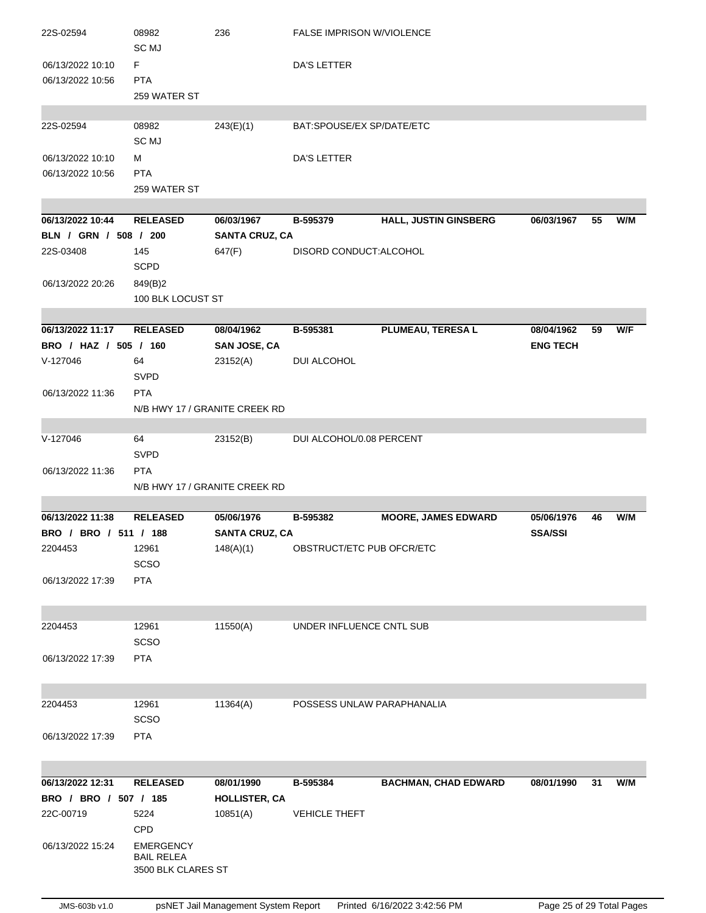| | | | | | | | |
|---|---|---|---|---|---|---|---|
| 22S-02594 | 08982<br>SC MJ | 236 | FALSE IMPRISON W/VIOLENCE | | | | |
| 06/13/2022 10:10 | F | | DA'S LETTER | | | | |
| 06/13/2022 10:56 | PTA<br>259 WATER ST | | | | | | |
| 22S-02594 | 08982<br>SC MJ | 243(E)(1) | BAT:SPOUSE/EX SP/DATE/ETC | | | | |
| 06/13/2022 10:10 | M | | DA'S LETTER | | | | |
| 06/13/2022 10:56 | PTA<br>259 WATER ST | | | | | | |

| | | | | | | | |
|---|---|---|---|---|---|---|---|
| **06/13/2022 10:44** | **RELEASED** | **06/03/1967** | **B-595379** | **HALL, JUSTIN GINSBERG** | **06/03/1967** | **55** | **W/M** |
| **BLN / GRN / 508 / 200** | | **SANTA CRUZ, CA** | | | | | |
| 22S-03408 | 145<br>SCPD | 647(F) | DISORD CONDUCT:ALCOHOL | | | | |
| 06/13/2022 20:26 | 849(B)2<br>100 BLK LOCUST ST | | | | | | |

| | | | | | | | |
|---|---|---|---|---|---|---|---|
| **06/13/2022 11:17** | **RELEASED** | **08/04/1962** | **B-595381** | **PLUMEAU, TERESA L** | **08/04/1962** | **59** | **W/F** |
| **BRO / HAZ / 505 / 160** | | **SAN JOSE, CA** | | | **ENG TECH** | | |
| V-127046 | 64<br>SVPD | 23152(A) | DUI ALCOHOL | | | | |
| 06/13/2022 11:36 | PTA<br>N/B HWY 17 / GRANITE CREEK RD | | | | | | |
| V-127046 | 64<br>SVPD | 23152(B) | DUI ALCOHOL/0.08 PERCENT | | | | |
| 06/13/2022 11:36 | PTA<br>N/B HWY 17 / GRANITE CREEK RD | | | | | | |

| | | | | | | | |
|---|---|---|---|---|---|---|---|
| **06/13/2022 11:38** | **RELEASED** | **05/06/1976** | **B-595382** | **MOORE, JAMES EDWARD** | **05/06/1976** | **46** | **W/M** |
| **BRO / BRO / 511 / 188** | | **SANTA CRUZ, CA** | | | **SSA/SSI** | | |
| 2204453 | 12961<br>SCSO | 148(A)(1) | OBSTRUCT/ETC PUB OFCR/ETC | | | | |
| 06/13/2022 17:39 | PTA | | | | | | |
| 2204453 | 12961<br>SCSO | 11550(A) | UNDER INFLUENCE CNTL SUB | | | | |
| 06/13/2022 17:39 | PTA | | | | | | |
| 2204453 | 12961<br>SCSO | 11364(A) | POSSESS UNLAW PARAPHANALIA | | | | |
| 06/13/2022 17:39 | PTA | | | | | | |

| | | | | | | | |
|---|---|---|---|---|---|---|---|
| **06/13/2022 12:31** | **RELEASED** | **08/01/1990** | **B-595384** | **BACHMAN, CHAD EDWARD** | **08/01/1990** | **31** | **W/M** |
| **BRO / BRO / 507 / 185** | | **HOLLISTER, CA** | | | | | |
| 22C-00719 | 5224<br>CPD | 10851(A) | VEHICLE THEFT | | | | |
| 06/13/2022 15:24 | EMERGENCY BAIL RELEA<br>3500 BLK CLARES ST | | | | | | |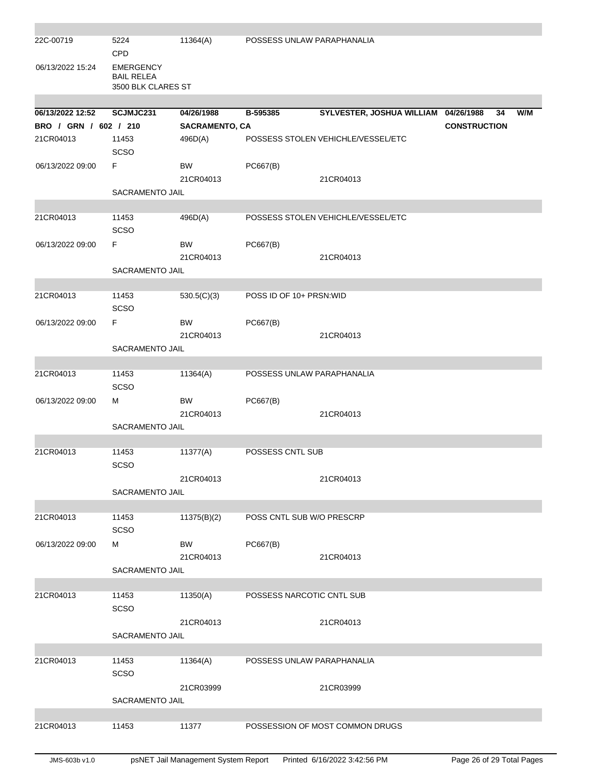| | | | | | | | |
|---|---|---|---|---|---|---|---|
| 22C-00719 | 5224 | 11364(A) | POSSESS UNLAW PARAPHANALIA | | | | |
| | CPD | | | | | | |
| 06/13/2022 15:24 | EMERGENCY BAIL RELEA | | | | | | |
| | 3500 BLK CLARES ST | | | | | | |

| **06/13/2022 12:52** | **SCJMJC231** | **04/26/1988** | **B-595385** | **SYLVESTER, JOSHUA WILLIAM** | **04/26/1988** | **34** | **W/M** |
|---|---|---|---|---|---|---|---|
| **BRO / GRN / 602 / 210** | | **SACRAMENTO, CA** | | | **CONSTRUCTION** | | |
| 21CR04013 | 11453 | 496D(A) | POSSESS STOLEN VEHICHLE/VESSEL/ETC | | | | |
| | SCSO | | | | | | |
| 06/13/2022 09:00 | F | BW | PC667(B) | | | | |
| | | 21CR04013 | | 21CR04013 | | | |
| | SACRAMENTO JAIL | | | | | | |
| 21CR04013 | 11453 | 496D(A) | POSSESS STOLEN VEHICHLE/VESSEL/ETC | | | | |
| | SCSO | | | | | | |
| 06/13/2022 09:00 | F | BW | PC667(B) | | | | |
| | | 21CR04013 | | 21CR04013 | | | |
| | SACRAMENTO JAIL | | | | | | |
| 21CR04013 | 11453 | 530.5(C)(3) | POSS ID OF 10+ PRSN:WID | | | | |
| | SCSO | | | | | | |
| 06/13/2022 09:00 | F | BW | PC667(B) | | | | |
| | | 21CR04013 | | 21CR04013 | | | |
| | SACRAMENTO JAIL | | | | | | |
| 21CR04013 | 11453 | 11364(A) | POSSESS UNLAW PARAPHANALIA | | | | |
| | SCSO | | | | | | |
| 06/13/2022 09:00 | M | BW | PC667(B) | | | | |
| | | 21CR04013 | | 21CR04013 | | | |
| | SACRAMENTO JAIL | | | | | | |
| 21CR04013 | 11453 | 11377(A) | POSSESS CNTL SUB | | | | |
| | SCSO | | | | | | |
| | | 21CR04013 | | 21CR04013 | | | |
| | SACRAMENTO JAIL | | | | | | |
| 21CR04013 | 11453 | 11375(B)(2) | POSS CNTL SUB W/O PRESCRP | | | | |
| | SCSO | | | | | | |
| 06/13/2022 09:00 | M | BW | PC667(B) | | | | |
| | | 21CR04013 | | 21CR04013 | | | |
| | SACRAMENTO JAIL | | | | | | |
| 21CR04013 | 11453 | 11350(A) | POSSESS NARCOTIC CNTL SUB | | | | |
| | SCSO | | | | | | |
| | | 21CR04013 | | 21CR04013 | | | |
| | SACRAMENTO JAIL | | | | | | |
| 21CR04013 | 11453 | 11364(A) | POSSESS UNLAW PARAPHANALIA | | | | |
| | SCSO | | | | | | |
| | | 21CR03999 | | 21CR03999 | | | |
| | SACRAMENTO JAIL | | | | | | |
| 21CR04013 | 11453 | 11377 | POSSESSION OF MOST COMMON DRUGS | | | | |

JMS-603b v1.0 psNET Jail Management System Report Printed 6/16/2022 3:42:56 PM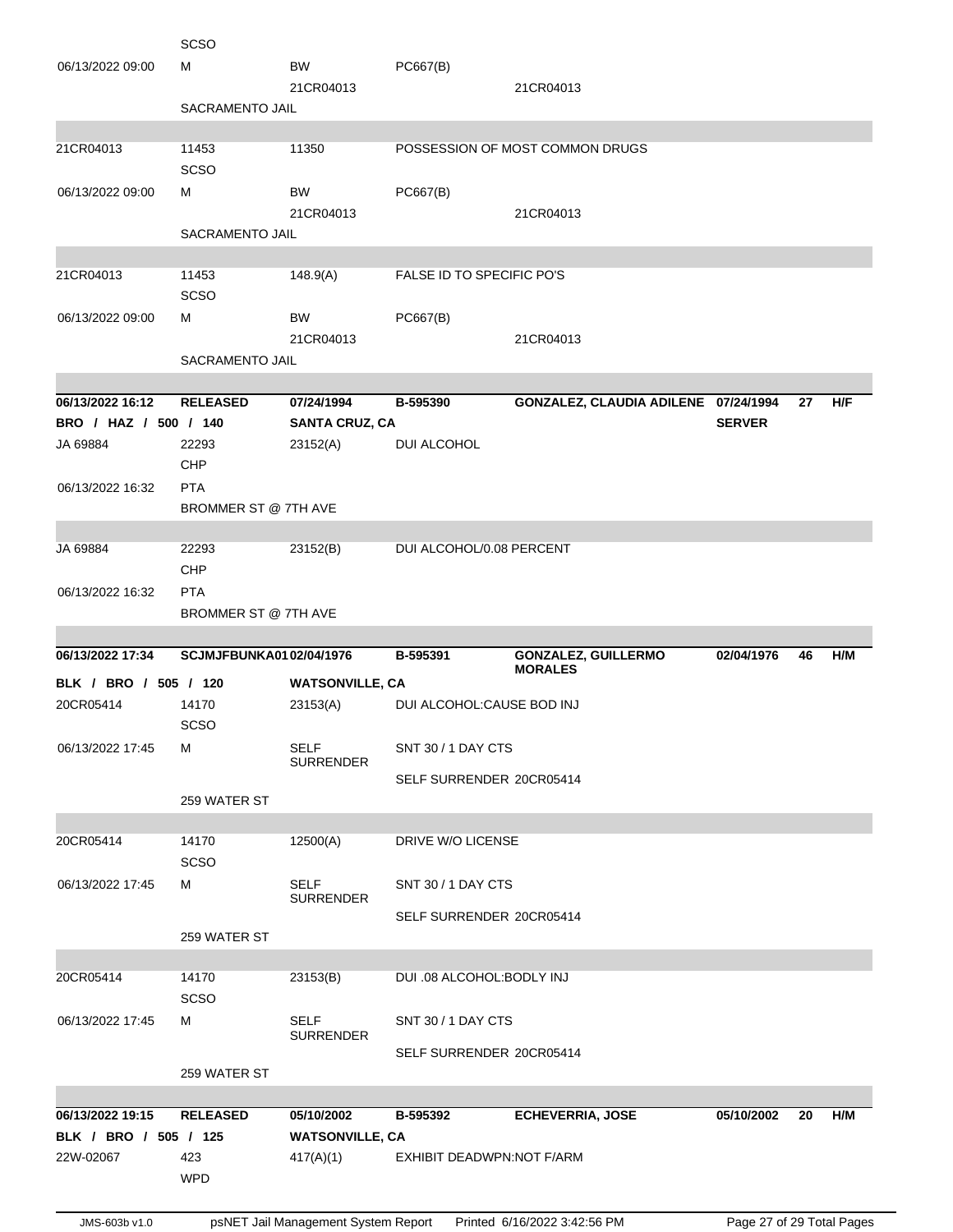| | | | | | | | |
|---|---|---|---|---|---|---|---|
| | SCSO | | | | | | |
| 06/13/2022 09:00 | M | BW | PC667(B) | | | | |
| | | 21CR04013 | | 21CR04013 | | | |
| | SACRAMENTO JAIL | | | | | | |
| 21CR04013 | 11453 | 11350 | POSSESSION OF MOST COMMON DRUGS | | | | |
| | SCSO | | | | | | |
| 06/13/2022 09:00 | M | BW | PC667(B) | | | | |
| | | 21CR04013 | | 21CR04013 | | | |
| | SACRAMENTO JAIL | | | | | | |
| 21CR04013 | 11453 | 148.9(A) | FALSE ID TO SPECIFIC PO'S | | | | |
| | SCSO | | | | | | |
| 06/13/2022 09:00 | M | BW | PC667(B) | | | | |
| | | 21CR04013 | | 21CR04013 | | | |
| | SACRAMENTO JAIL | | | | | | |
| **06/13/2022 16:12** | **RELEASED** | **07/24/1994** | **B-595390** | **GONZALEZ, CLAUDIA ADILENE** | **07/24/1994** | **27** | **H/F** |
| **BRO / HAZ / 500 / 140** | | **SANTA CRUZ, CA** | | | **SERVER** | | |
| JA 69884 | 22293 | 23152(A) | DUI ALCOHOL | | | | |
| | CHP | | | | | | |
| 06/13/2022 16:32 | PTA | | | | | | |
| | BROMMER ST @ 7TH AVE | | | | | | |
| JA 69884 | 22293 | 23152(B) | DUI ALCOHOL/0.08 PERCENT | | | | |
| | CHP | | | | | | |
| 06/13/2022 16:32 | PTA | | | | | | |
| | BROMMER ST @ 7TH AVE | | | | | | |
| **06/13/2022 17:34** | **SCJMJFBUNKA01** | **02/04/1976** | **B-595391** | **GONZALEZ, GUILLERMO MORALES** | **02/04/1976** | **46** | **H/M** |
| **BLK / BRO / 505 / 120** | | **WATSONVILLE, CA** | | | | | |
| 20CR05414 | 14170 | 23153(A) | DUI ALCOHOL:CAUSE BOD INJ | | | | |
| | SCSO | | | | | | |
| 06/13/2022 17:45 | M | SELF SURRENDER | SNT 30 / 1 DAY CTS | | | | |
| | | | SELF SURRENDER 20CR05414 | | | | |
| | 259 WATER ST | | | | | | |
| 20CR05414 | 14170 | 12500(A) | DRIVE W/O LICENSE | | | | |
| | SCSO | | | | | | |
| 06/13/2022 17:45 | M | SELF SURRENDER | SNT 30 / 1 DAY CTS | | | | |
| | | | SELF SURRENDER 20CR05414 | | | | |
| | 259 WATER ST | | | | | | |
| 20CR05414 | 14170 | 23153(B) | DUI .08 ALCOHOL:BODLY INJ | | | | |
| | SCSO | | | | | | |
| 06/13/2022 17:45 | M | SELF SURRENDER | SNT 30 / 1 DAY CTS | | | | |
| | | | SELF SURRENDER 20CR05414 | | | | |
| | 259 WATER ST | | | | | | |
| **06/13/2022 19:15** | **RELEASED** | **05/10/2002** | **B-595392** | **ECHEVERRIA, JOSE** | **05/10/2002** | **20** | **H/M** |
| **BLK / BRO / 505 / 125** | | **WATSONVILLE, CA** | | | | | |
| 22W-02067 | 423 | 417(A)(1) | EXHIBIT DEADWPN:NOT F/ARM | | | | |
| | WPD | | | | | | |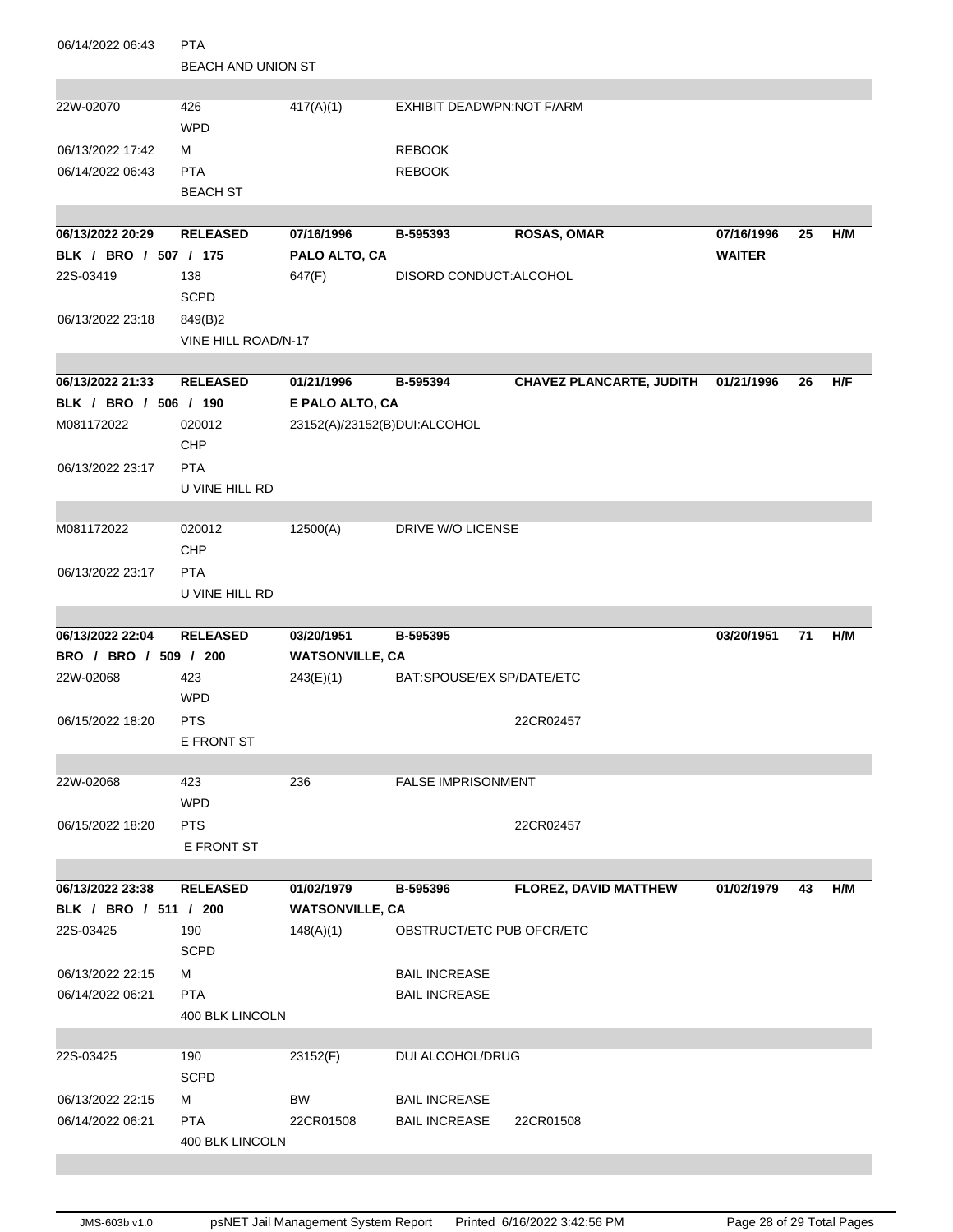| | | | | | | | |
|---|---|---|---|---|---|---|---|
| 06/14/2022 06:43 | PTA | | | | | | |
| | BEACH AND UNION ST | | | | | | |
| 22W-02070 | 426 | 417(A)(1) | EXHIBIT DEADWPN:NOT F/ARM | | | | |
| | WPD | | | | | | |
| 06/13/2022 17:42 | M | | REBOOK | | | | |
| 06/14/2022 06:43 | PTA | | REBOOK | | | | |
| | BEACH ST | | | | | | |
| **06/13/2022 20:29** | **RELEASED** | **07/16/1996** | **B-595393** | **ROSAS, OMAR** | **07/16/1996** | **25** | **H/M** |
| **BLK / BRO / 507 / 175** | | **PALO ALTO, CA** | | | **WAITER** | | |
| 22S-03419 | 138 | 647(F) | DISORD CONDUCT:ALCOHOL | | | | |
| | SCPD | | | | | | |
| 06/13/2022 23:18 | 849(B)2 | | | | | | |
| | VINE HILL ROAD/N-17 | | | | | | |
| **06/13/2022 21:33** | **RELEASED** | **01/21/1996** | **B-595394** | **CHAVEZ PLANCARTE, JUDITH** | **01/21/1996** | **26** | **H/F** |
| **BLK / BRO / 506 / 190** | | **E PALO ALTO, CA** | | | | | |
| M081172022 | 020012 | 23152(A)/23152(B)DUI:ALCOHOL | | | | | |
| | CHP | | | | | | |
| 06/13/2022 23:17 | PTA | | | | | | |
| | U VINE HILL RD | | | | | | |
| M081172022 | 020012 | 12500(A) | DRIVE W/O LICENSE | | | | |
| | CHP | | | | | | |
| 06/13/2022 23:17 | PTA | | | | | | |
| | U VINE HILL RD | | | | | | |
| **06/13/2022 22:04** | **RELEASED** | **03/20/1951** | **B-595395** | | **03/20/1951** | **71** | **H/M** |
| **BRO / BRO / 509 / 200** | | **WATSONVILLE, CA** | | | | | |
| 22W-02068 | 423 | 243(E)(1) | BAT:SPOUSE/EX SP/DATE/ETC | | | | |
| | WPD | | | | | | |
| 06/15/2022 18:20 | PTS | | | 22CR02457 | | | |
| | E FRONT ST | | | | | | |
| 22W-02068 | 423 | 236 | FALSE IMPRISONMENT | | | | |
| | WPD | | | | | | |
| 06/15/2022 18:20 | PTS | | | 22CR02457 | | | |
| | E FRONT ST | | | | | | |
| **06/13/2022 23:38** | **RELEASED** | **01/02/1979** | **B-595396** | **FLOREZ, DAVID MATTHEW** | **01/02/1979** | **43** | **H/M** |
| **BLK / BRO / 511 / 200** | | **WATSONVILLE, CA** | | | | | |
| 22S-03425 | 190 | 148(A)(1) | OBSTRUCT/ETC PUB OFCR/ETC | | | | |
| | SCPD | | | | | | |
| 06/13/2022 22:15 | M | | BAIL INCREASE | | | | |
| 06/14/2022 06:21 | PTA | | BAIL INCREASE | | | | |
| | 400 BLK LINCOLN | | | | | | |
| 22S-03425 | 190 | 23152(F) | DUI ALCOHOL/DRUG | | | | |
| | SCPD | | | | | | |
| 06/13/2022 22:15 | M | BW | BAIL INCREASE | | | | |
| 06/14/2022 06:21 | PTA | 22CR01508 | BAIL INCREASE | 22CR01508 | | | |
| | 400 BLK LINCOLN | | | | | | |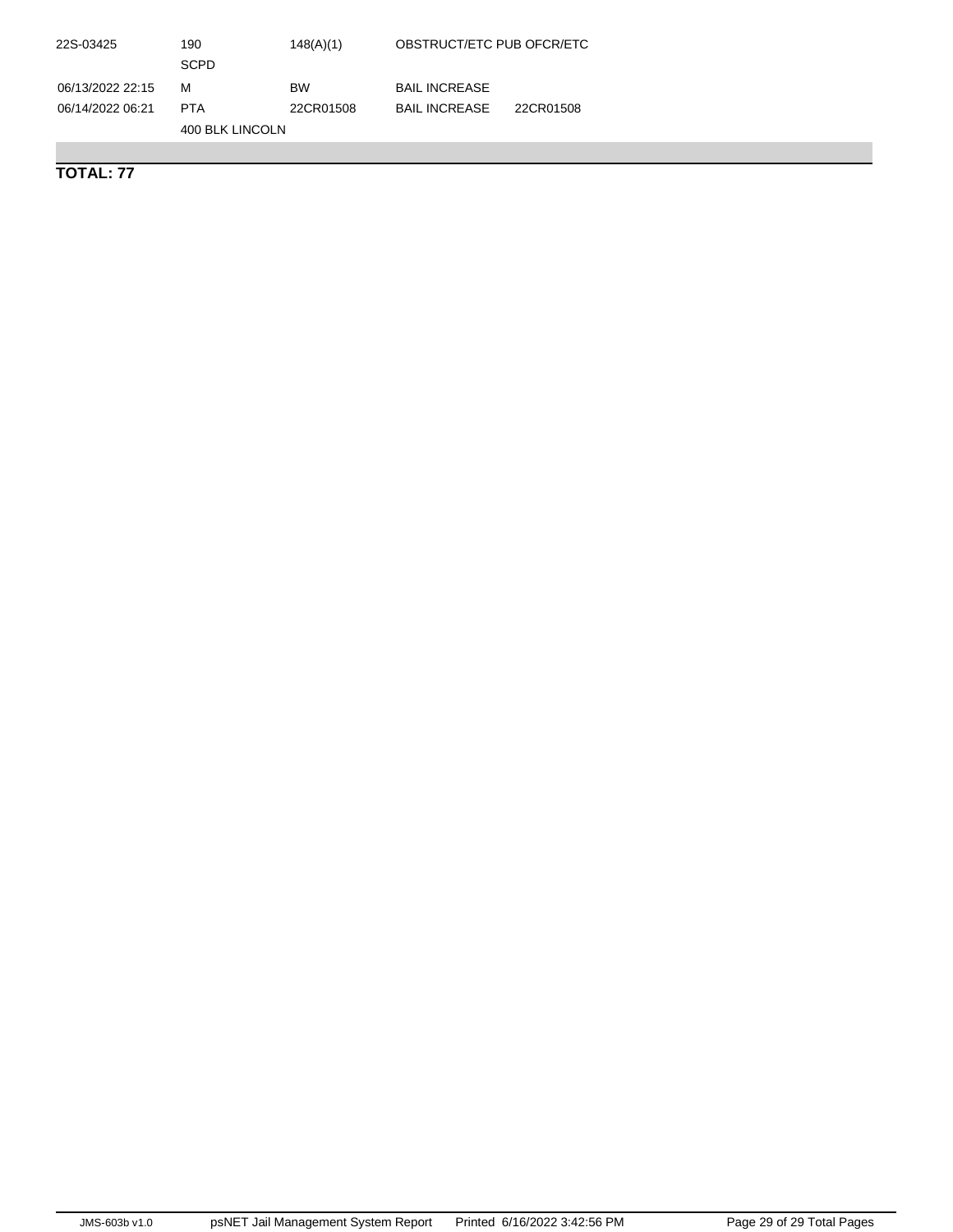| | | | | |
|---|---|---|---|---|
| 22S-03425 | 190 | 148(A)(1) | OBSTRUCT/ETC PUB OFCR/ETC | |
| | SCPD | | | |
| 06/13/2022 22:15 | M | BW | BAIL INCREASE | |
| 06/14/2022 06:21 | PTA | 22CR01508 | BAIL INCREASE | 22CR01508 |
| | 400 BLK LINCOLN | | | |

**TOTAL: 77**